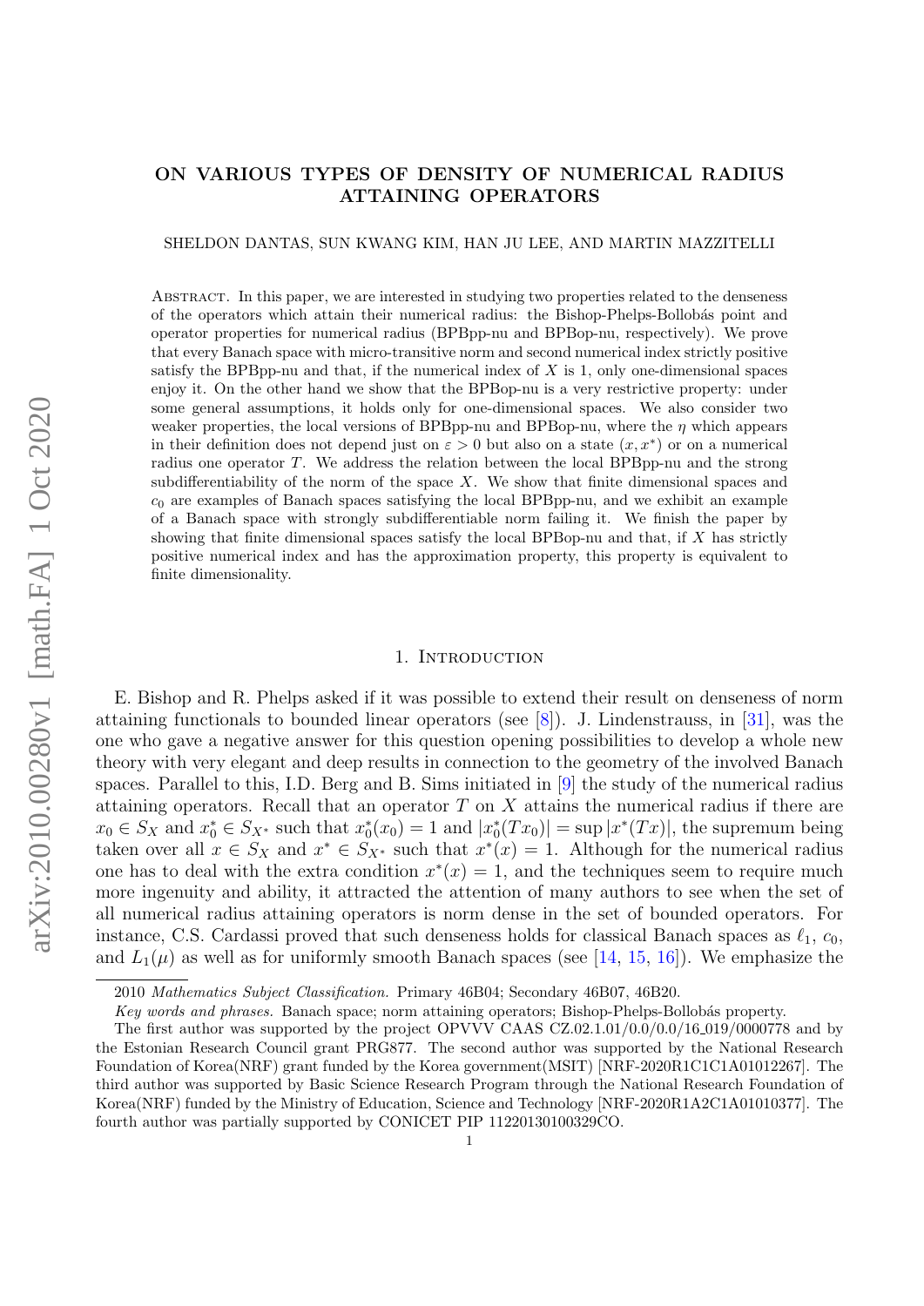# ON VARIOUS TYPES OF DENSITY OF NUMERICAL RADIUS ATTAINING OPERATORS

SHELDON DANTAS, SUN KWANG KIM, HAN JU LEE, AND MARTIN MAZZITELLI

Abstract. In this paper, we are interested in studying two properties related to the denseness of the operators which attain their numerical radius: the Bishop-Phelps-Bollobás point and operator properties for numerical radius (BPBpp-nu and BPBop-nu, respectively). We prove that every Banach space with micro-transitive norm and second numerical index strictly positive satisfy the BPBpp-nu and that, if the numerical index of $X$ is 1, only one-dimensional spaces enjoy it. On the other hand we show that the BPBop-nu is a very restrictive property: under some general assumptions, it holds only for one-dimensional spaces. We also consider two weaker properties, the local versions of BPBpp-nu and BPBop-nu, where the $\eta$ which appears in their definition does not depend just on $\varepsilon > 0$ but also on a state $(x, x^*)$ or on a numerical radius one operator $T$. We address the relation between the local BPBpp-nu and the strong subdifferentiability of the norm of the space $X$. We show that finite dimensional spaces and $c_0$ are examples of Banach spaces satisfying the local BPBpp-nu, and we exhibit an example of a Banach space with strongly subdifferentiable norm failing it. We finish the paper by showing that finite dimensional spaces satisfy the local BPBop-nu and that, if $X$ has strictly positive numerical index and has the approximation property, this property is equivalent to finite dimensionality.

## 1. Introduction

E. Bishop and R. Phelps asked if it was possible to extend their result on denseness of norm attaining functionals to bounded linear operators (see [8]). J. Lindenstrauss, in [31], was the one who gave a negative answer for this question opening possibilities to develop a whole new theory with very elegant and deep results in connection to the geometry of the involved Banach spaces. Parallel to this, I.D. Berg and B. Sims initiated in [9] the study of the numerical radius attaining operators. Recall that an operator $T$ on $X$ attains the numerical radius if there are $x_0 \in S_X$ and $x_0^* \in S_{X^*}$ such that $x_0^*(x_0) = 1$ and $|x_0^*(Tx_0)| = \sup |x^*(Tx)|$, the supremum being taken over all $x \in S_X$ and $x^* \in S_{X^*}$ such that $x^*(x) = 1$. Although for the numerical radius one has to deal with the extra condition $x^*(x) = 1$, and the techniques seem to require much more ingenuity and ability, it attracted the attention of many authors to see when the set of all numerical radius attaining operators is norm dense in the set of bounded operators. For instance, C.S. Cardassi proved that such denseness holds for classical Banach spaces as $\ell_1$, $c_0$, and $L_1(\mu)$ as well as for uniformly smooth Banach spaces (see [14, 15, 16]). We emphasize the

2010 *Mathematics Subject Classification.* Primary 46B04; Secondary 46B07, 46B20.

*Key words and phrases.* Banach space; norm attaining operators; Bishop-Phelps-Bollobás property.

The first author was supported by the project OPVVV CAAS CZ.02.1.01/0.0/0.0/16_019/0000778 and by the Estonian Research Council grant PRG877. The second author was supported by the National Research Foundation of Korea(NRF) grant funded by the Korea government(MSIT) [NRF-2020R1C1C1A01012267]. The third author was supported by Basic Science Research Program through the National Research Foundation of Korea(NRF) funded by the Ministry of Education, Science and Technology [NRF-2020R1A2C1A01010377]. The fourth author was partially supported by CONICET PIP 11220130100329CO.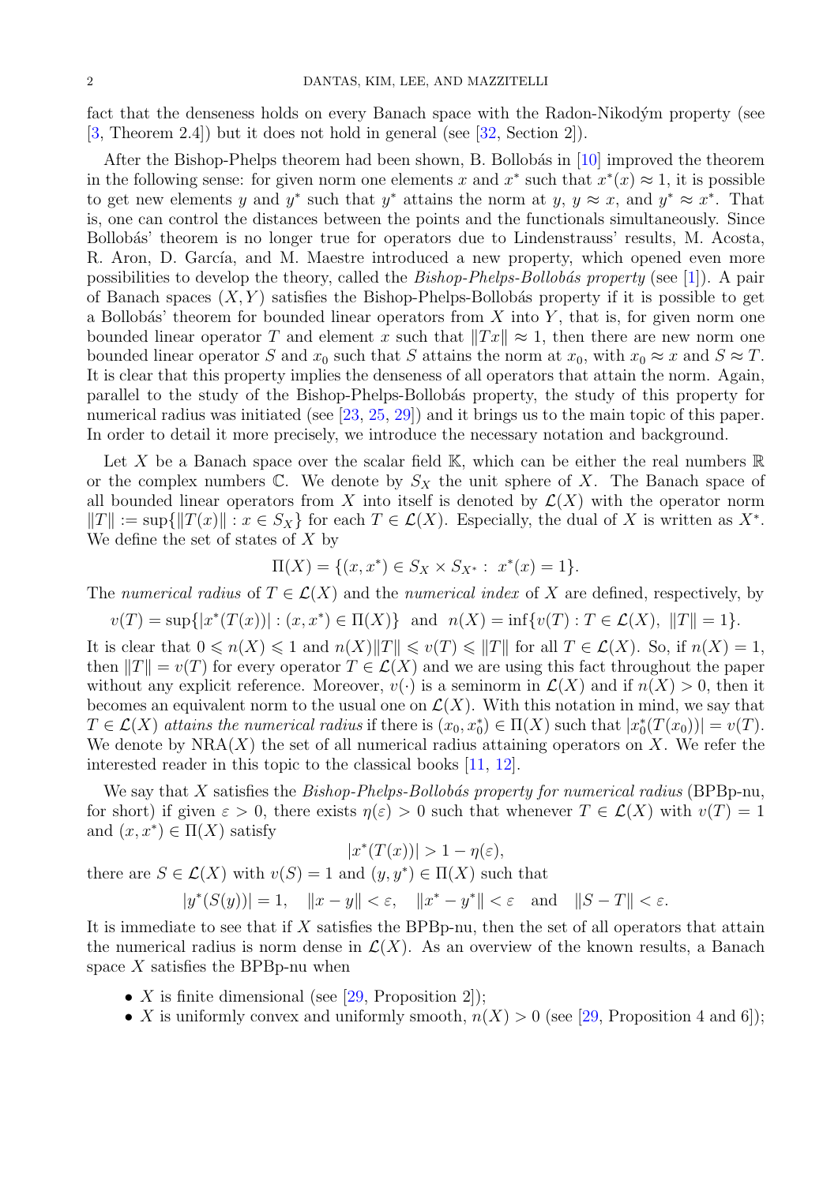fact that the denseness holds on every Banach space with the Radon-Nikodým property (see [3, Theorem 2.4]) but it does not hold in general (see [32, Section 2]).

After the Bishop-Phelps theorem had been shown, B. Bollobás in [10] improved the theorem in the following sense: for given norm one elements $x$ and $x^*$ such that $x^*(x) \approx 1$, it is possible to get new elements $y$ and $y^*$ such that $y^*$ attains the norm at $y$, $y \approx x$, and $y^* \approx x^*$. That is, one can control the distances between the points and the functionals simultaneously. Since Bollobás' theorem is no longer true for operators due to Lindenstrauss' results, M. Acosta, R. Aron, D. García, and M. Maestre introduced a new property, which opened even more possibilities to develop the theory, called the *Bishop-Phelps-Bollobás property* (see [1]). A pair of Banach spaces $(X, Y)$ satisfies the Bishop-Phelps-Bollobás property if it is possible to get a Bollobás' theorem for bounded linear operators from $X$ into $Y$, that is, for given norm one bounded linear operator $T$ and element $x$ such that $\|Tx\| \approx 1$, then there are new norm one bounded linear operator $S$ and $x_0$ such that $S$ attains the norm at $x_0$, with $x_0 \approx x$ and $S \approx T$. It is clear that this property implies the denseness of all operators that attain the norm. Again, parallel to the study of the Bishop-Phelps-Bollobás property, the study of this property for numerical radius was initiated (see [23, 25, 29]) and it brings us to the main topic of this paper. In order to detail it more precisely, we introduce the necessary notation and background.

Let $X$ be a Banach space over the scalar field $\mathbb{K}$, which can be either the real numbers $\mathbb{R}$ or the complex numbers $\mathbb{C}$. We denote by $S_X$ the unit sphere of $X$. The Banach space of all bounded linear operators from $X$ into itself is denoted by $\mathcal{L}(X)$ with the operator norm $\|T\| := \sup\{\|T(x)\| : x \in S_X\}$ for each $T \in \mathcal{L}(X)$. Especially, the dual of $X$ is written as $X^*$. We define the set of states of $X$ by

$$\Pi(X) = \{(x, x^*) \in S_X \times S_{X^*} : \ x^*(x) = 1\}.$$

The *numerical radius* of $T \in \mathcal{L}(X)$ and the *numerical index* of $X$ are defined, respectively, by

$$v(T) = \sup\{|x^*(T(x))| : (x, x^*) \in \Pi(X)\} \quad \text{and} \quad n(X) = \inf\{v(T) : T \in \mathcal{L}(X), \ \|T\| = 1\}.$$

It is clear that $0 \leqslant n(X) \leqslant 1$ and $n(X)\|T\| \leqslant v(T) \leqslant \|T\|$ for all $T \in \mathcal{L}(X)$. So, if $n(X) = 1$, then $\|T\| = v(T)$ for every operator $T \in \mathcal{L}(X)$ and we are using this fact throughout the paper without any explicit reference. Moreover, $v(\cdot)$ is a seminorm in $\mathcal{L}(X)$ and if $n(X) > 0$, then it becomes an equivalent norm to the usual one on $\mathcal{L}(X)$. With this notation in mind, we say that $T \in \mathcal{L}(X)$ *attains the numerical radius* if there is $(x_0, x_0^*) \in \Pi(X)$ such that $|x_0^*(T(x_0))| = v(T)$. We denote by $\operatorname{NRA}(X)$ the set of all numerical radius attaining operators on $X$. We refer the interested reader in this topic to the classical books [11, 12].

We say that $X$ satisfies the *Bishop-Phelps-Bollobás property for numerical radius* (BPBp-nu, for short) if given $\varepsilon > 0$, there exists $\eta(\varepsilon) > 0$ such that whenever $T \in \mathcal{L}(X)$ with $v(T) = 1$ and $(x, x^*) \in \Pi(X)$ satisfy

$$|x^*(T(x))| > 1 - \eta(\varepsilon),$$

there are $S \in \mathcal{L}(X)$ with $v(S) = 1$ and $(y, y^*) \in \Pi(X)$ such that

$$|y^*(S(y))| = 1, \quad \|x - y\| < \varepsilon, \quad \|x^* - y^*\| < \varepsilon \quad \text{and} \quad \|S - T\| < \varepsilon.$$

It is immediate to see that if $X$ satisfies the BPBp-nu, then the set of all operators that attain the numerical radius is norm dense in $\mathcal{L}(X)$. As an overview of the known results, a Banach space $X$ satisfies the BPBp-nu when

- $X$ is finite dimensional (see [29, Proposition 2]);
- $X$ is uniformly convex and uniformly smooth, $n(X) > 0$ (see [29, Proposition 4 and 6]);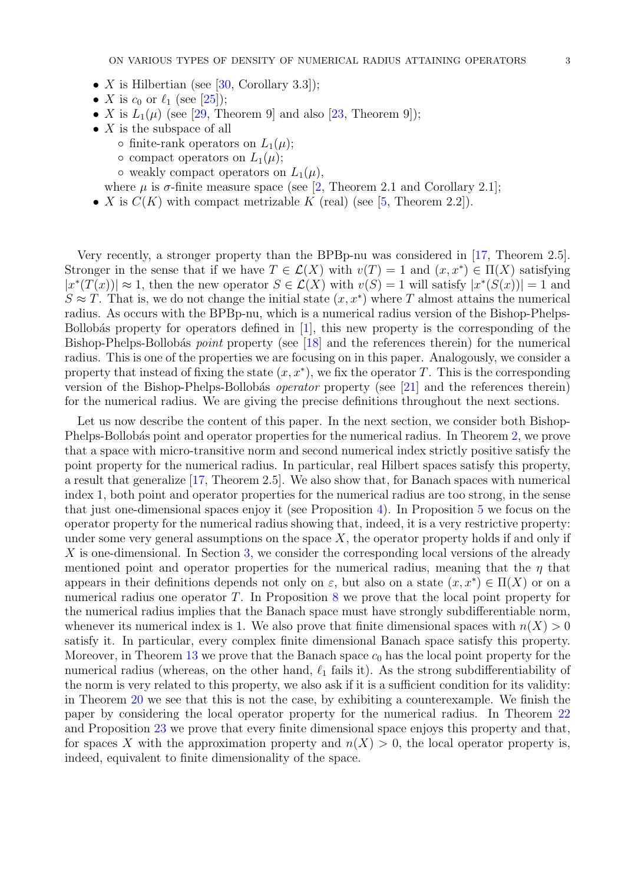- $X$ is Hilbertian (see [30, Corollary 3.3]);
- $X$ is $c_0$ or $\ell_1$ (see [25]);
- $X$ is $L_1(\mu)$ (see [29, Theorem 9] and also [23, Theorem 9]);
- $X$ is the subspace of all
    - finite-rank operators on $L_1(\mu)$;
    - compact operators on $L_1(\mu)$;
    - weakly compact operators on $L_1(\mu)$,

  where $\mu$ is $\sigma$-finite measure space (see [2, Theorem 2.1 and Corollary 2.1];
- $X$ is $C(K)$ with compact metrizable $K$ (real) (see [5, Theorem 2.2]).

Very recently, a stronger property than the BPBp-nu was considered in [17, Theorem 2.5]. Stronger in the sense that if we have $T \in \mathcal{L}(X)$ with $v(T) = 1$ and $(x, x^*) \in \Pi(X)$ satisfying $|x^*(T(x))| \approx 1$, then the new operator $S \in \mathcal{L}(X)$ with $v(S) = 1$ will satisfy $|x^*(S(x))| = 1$ and $S \approx T$. That is, we do not change the initial state $(x, x^*)$ where $T$ almost attains the numerical radius. As occurs with the BPBp-nu, which is a numerical radius version of the Bishop-Phelps-Bollobás property for operators defined in [1], this new property is the corresponding of the Bishop-Phelps-Bollobás *point* property (see [18] and the references therein) for the numerical radius. This is one of the properties we are focusing on in this paper. Analogously, we consider a property that instead of fixing the state $(x, x^*)$, we fix the operator $T$. This is the corresponding version of the Bishop-Phelps-Bollobás *operator* property (see [21] and the references therein) for the numerical radius. We are giving the precise definitions throughout the next sections.

Let us now describe the content of this paper. In the next section, we consider both Bishop-Phelps-Bollobás point and operator properties for the numerical radius. In Theorem 2, we prove that a space with micro-transitive norm and second numerical index strictly positive satisfy the point property for the numerical radius. In particular, real Hilbert spaces satisfy this property, a result that generalize [17, Theorem 2.5]. We also show that, for Banach spaces with numerical index 1, both point and operator properties for the numerical radius are too strong, in the sense that just one-dimensional spaces enjoy it (see Proposition 4). In Proposition 5 we focus on the operator property for the numerical radius showing that, indeed, it is a very restrictive property: under some very general assumptions on the space $X$, the operator property holds if and only if $X$ is one-dimensional. In Section 3, we consider the corresponding local versions of the already mentioned point and operator properties for the numerical radius, meaning that the $\eta$ that appears in their definitions depends not only on $\varepsilon$, but also on a state $(x, x^*) \in \Pi(X)$ or on a numerical radius one operator $T$. In Proposition 8 we prove that the local point property for the numerical radius implies that the Banach space must have strongly subdifferentiable norm, whenever its numerical index is 1. We also prove that finite dimensional spaces with $n(X) > 0$ satisfy it. In particular, every complex finite dimensional Banach space satisfy this property. Moreover, in Theorem 13 we prove that the Banach space $c_0$ has the local point property for the numerical radius (whereas, on the other hand, $\ell_1$ fails it). As the strong subdifferentiability of the norm is very related to this property, we also ask if it is a sufficient condition for its validity: in Theorem 20 we see that this is not the case, by exhibiting a counterexample. We finish the paper by considering the local operator property for the numerical radius. In Theorem 22 and Proposition 23 we prove that every finite dimensional space enjoys this property and that, for spaces $X$ with the approximation property and $n(X) > 0$, the local operator property is, indeed, equivalent to finite dimensionality of the space.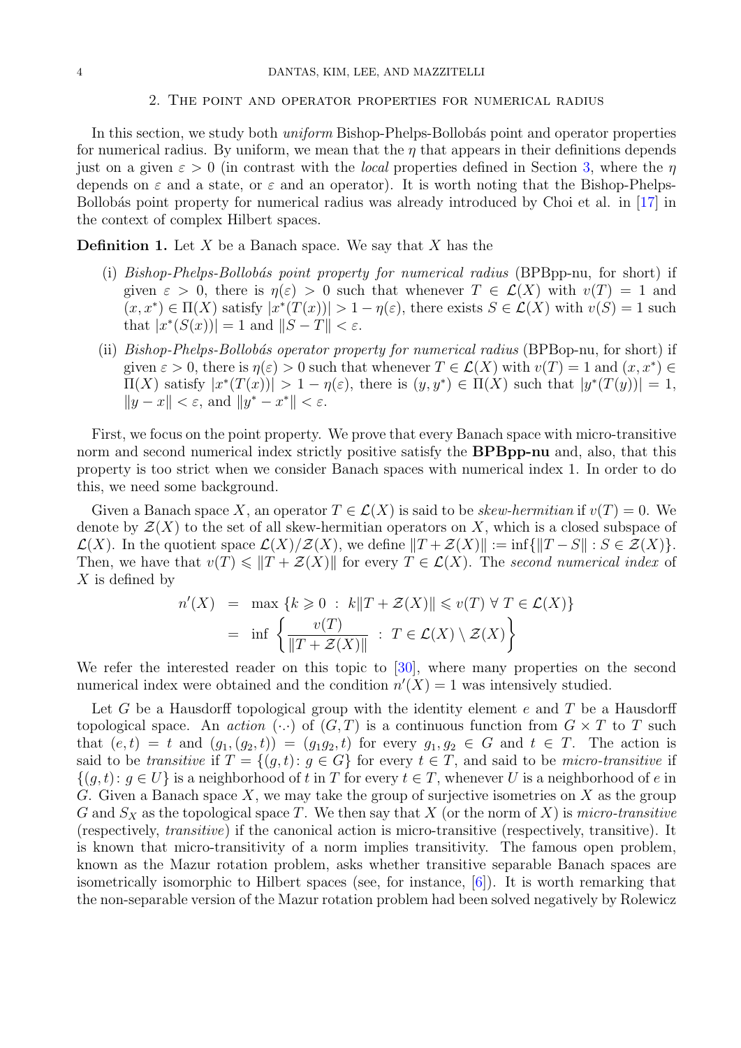## 2. The point and operator properties for numerical radius

In this section, we study both *uniform* Bishop-Phelps-Bollobás point and operator properties for numerical radius. By uniform, we mean that the $\eta$ that appears in their definitions depends just on a given $\varepsilon > 0$ (in contrast with the *local* properties defined in Section 3, where the $\eta$ depends on $\varepsilon$ and a state, or $\varepsilon$ and an operator). It is worth noting that the Bishop-Phelps-Bollobás point property for numerical radius was already introduced by Choi et al. in [17] in the context of complex Hilbert spaces.

**Definition 1.** Let $X$ be a Banach space. We say that $X$ has the

(i) *Bishop-Phelps-Bollobás point property for numerical radius* (BPBpp-nu, for short) if given $\varepsilon > 0$, there is $\eta(\varepsilon) > 0$ such that whenever $T \in \mathcal{L}(X)$ with $v(T) = 1$ and $(x, x^*) \in \Pi(X)$ satisfy $|x^*(T(x))| > 1 - \eta(\varepsilon)$, there exists $S \in \mathcal{L}(X)$ with $v(S) = 1$ such that $|x^*(S(x))| = 1$ and $\|S - T\| < \varepsilon$.

(ii) *Bishop-Phelps-Bollobás operator property for numerical radius* (BPBop-nu, for short) if given $\varepsilon > 0$, there is $\eta(\varepsilon) > 0$ such that whenever $T \in \mathcal{L}(X)$ with $v(T) = 1$ and $(x, x^*) \in \Pi(X)$ satisfy $|x^*(T(x))| > 1 - \eta(\varepsilon)$, there is $(y, y^*) \in \Pi(X)$ such that $|y^*(T(y))| = 1$, $\|y - x\| < \varepsilon$, and $\|y^* - x^*\| < \varepsilon$.

First, we focus on the point property. We prove that every Banach space with micro-transitive norm and second numerical index strictly positive satisfy the **BPBpp-nu** and, also, that this property is too strict when we consider Banach spaces with numerical index 1. In order to do this, we need some background.

Given a Banach space $X$, an operator $T \in \mathcal{L}(X)$ is said to be *skew-hermitian* if $v(T) = 0$. We denote by $\mathcal{Z}(X)$ to the set of all skew-hermitian operators on $X$, which is a closed subspace of $\mathcal{L}(X)$. In the quotient space $\mathcal{L}(X)/\mathcal{Z}(X)$, we define $\|T + \mathcal{Z}(X)\| := \inf\{\|T - S\| : S \in \mathcal{Z}(X)\}$. Then, we have that $v(T) \leqslant \|T + \mathcal{Z}(X)\|$ for every $T \in \mathcal{L}(X)$. The *second numerical index* of $X$ is defined by

$$
\begin{aligned}
n'(X) &= \max \{k \geqslant 0 \ : \ k\|T + \mathcal{Z}(X)\| \leqslant v(T) \ \forall \ T \in \mathcal{L}(X)\} \\
&= \inf \left\{ \frac{v(T)}{\|T + \mathcal{Z}(X)\|} \ : \ T \in \mathcal{L}(X) \setminus \mathcal{Z}(X) \right\}
\end{aligned}
$$

We refer the interested reader on this topic to [30], where many properties on the second numerical index were obtained and the condition $n'(X) = 1$ was intensively studied.

Let $G$ be a Hausdorff topological group with the identity element $e$ and $T$ be a Hausdorff topological space. An *action* $(\cdot, \cdot)$ of $(G, T)$ is a continuous function from $G \times T$ to $T$ such that $(e, t) = t$ and $(g_1, (g_2, t)) = (g_1 g_2, t)$ for every $g_1, g_2 \in G$ and $t \in T$. The action is said to be *transitive* if $T = \{(g, t) \colon g \in G\}$ for every $t \in T$, and said to be *micro-transitive* if $\{(g, t) \colon g \in U\}$ is a neighborhood of $t$ in $T$ for every $t \in T$, whenever $U$ is a neighborhood of $e$ in $G$. Given a Banach space $X$, we may take the group of surjective isometries on $X$ as the group $G$ and $S_X$ as the topological space $T$. We then say that $X$ (or the norm of $X$) is *micro-transitive* (respectively, *transitive*) if the canonical action is micro-transitive (respectively, transitive). It is known that micro-transitivity of a norm implies transitivity. The famous open problem, known as the Mazur rotation problem, asks whether transitive separable Banach spaces are isometrically isomorphic to Hilbert spaces (see, for instance, [6]). It is worth remarking that the non-separable version of the Mazur rotation problem had been solved negatively by Rolewicz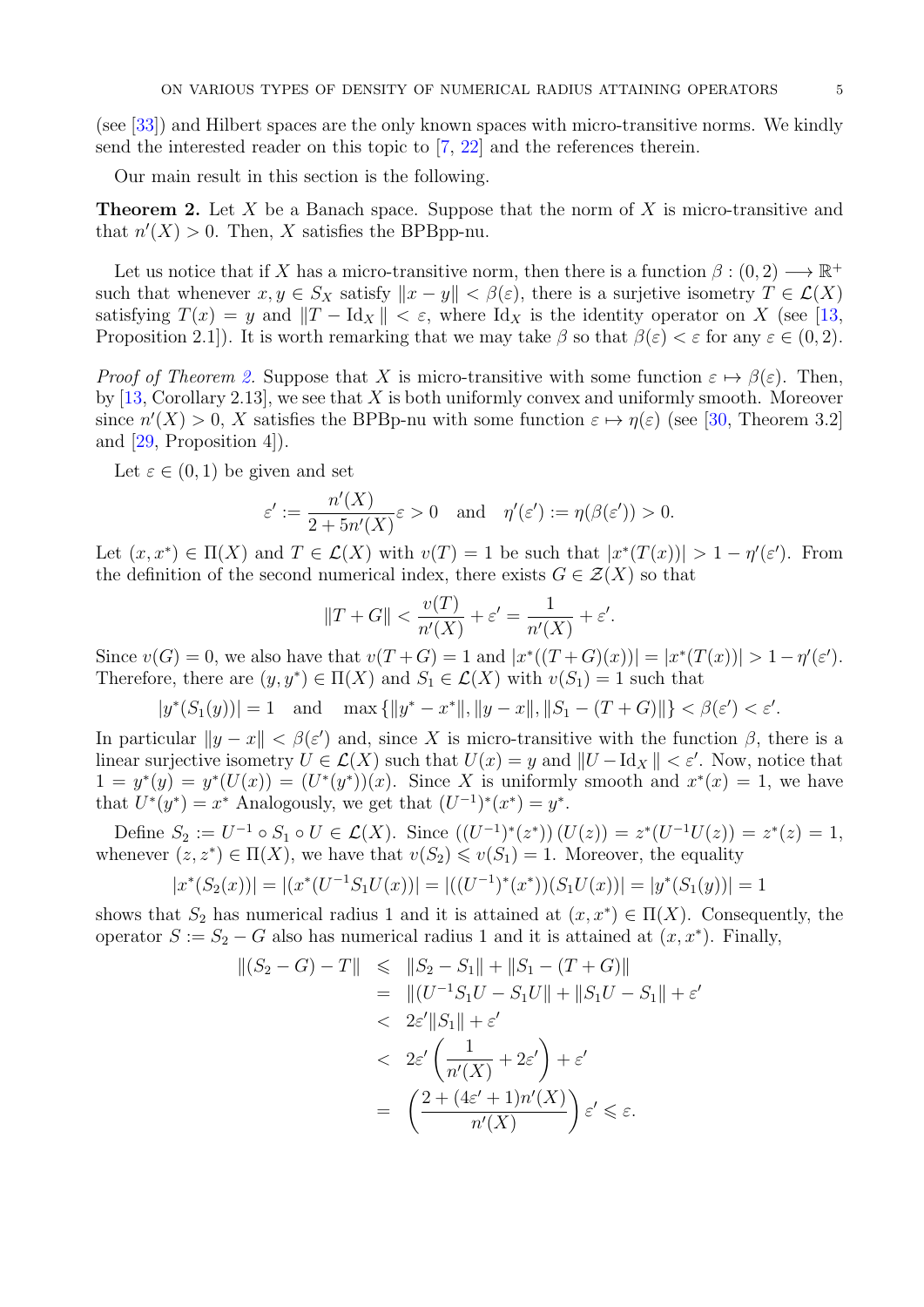(see [33]) and Hilbert spaces are the only known spaces with micro-transitive norms. We kindly send the interested reader on this topic to [7, 22] and the references therein.

Our main result in this section is the following.

**Theorem 2.** Let $X$ be a Banach space. Suppose that the norm of $X$ is micro-transitive and that $n'(X) > 0$. Then, $X$ satisfies the BPBpp-nu.

Let us notice that if $X$ has a micro-transitive norm, then there is a function $\beta : (0, 2) \longrightarrow \mathbb{R}^+$ such that whenever $x, y \in S_X$ satisfy $\|x - y\| < \beta(\varepsilon)$, there is a surjetive isometry $T \in \mathcal{L}(X)$ satisfying $T(x) = y$ and $\|T - \mathrm{Id}_X\| < \varepsilon$, where $\mathrm{Id}_X$ is the identity operator on $X$ (see [13, Proposition 2.1]). It is worth remarking that we may take $\beta$ so that $\beta(\varepsilon) < \varepsilon$ for any $\varepsilon \in (0, 2)$.

*Proof of Theorem 2.* Suppose that $X$ is micro-transitive with some function $\varepsilon \mapsto \beta(\varepsilon)$. Then, by [13, Corollary 2.13], we see that $X$ is both uniformly convex and uniformly smooth. Moreover since $n'(X) > 0$, $X$ satisfies the BPBp-nu with some function $\varepsilon \mapsto \eta(\varepsilon)$ (see [30, Theorem 3.2] and [29, Proposition 4]).

Let $\varepsilon \in (0, 1)$ be given and set

$$\varepsilon' := \frac{n'(X)}{2 + 5n'(X)}\varepsilon > 0 \quad \text{and} \quad \eta'(\varepsilon') := \eta(\beta(\varepsilon')) > 0.$$

Let $(x, x^*) \in \Pi(X)$ and $T \in \mathcal{L}(X)$ with $v(T) = 1$ be such that $|x^*(T(x))| > 1 - \eta'(\varepsilon')$. From the definition of the second numerical index, there exists $G \in \mathcal{Z}(X)$ so that

$$\|T + G\| < \frac{v(T)}{n'(X)} + \varepsilon' = \frac{1}{n'(X)} + \varepsilon'.$$

Since $v(G) = 0$, we also have that $v(T + G) = 1$ and $|x^*((T+G)(x))| = |x^*(T(x))| > 1 - \eta'(\varepsilon')$. Therefore, there are $(y, y^*) \in \Pi(X)$ and $S_1 \in \mathcal{L}(X)$ with $v(S_1) = 1$ such that

$$|y^*(S_1(y))| = 1 \quad \text{and} \quad \max\{\|y^* - x^*\|, \|y - x\|, \|S_1 - (T + G)\|\} < \beta(\varepsilon') < \varepsilon'.$$

In particular $\|y - x\| < \beta(\varepsilon')$ and, since $X$ is micro-transitive with the function $\beta$, there is a linear surjective isometry $U \in \mathcal{L}(X)$ such that $U(x) = y$ and $\|U - \mathrm{Id}_X\| < \varepsilon'$. Now, notice that $1 = y^*(y) = y^*(U(x)) = (U^*(y^*))(x)$. Since $X$ is uniformly smooth and $x^*(x) = 1$, we have that $U^*(y^*) = x^*$ Analogously, we get that $(U^{-1})^*(x^*) = y^*$.

Define $S_2 := U^{-1} \circ S_1 \circ U \in \mathcal{L}(X)$. Since $\left((U^{-1})^*(z^*)\right)(U(z)) = z^*(U^{-1}U(z)) = z^*(z) = 1$, whenever $(z, z^*) \in \Pi(X)$, we have that $v(S_2) \leqslant v(S_1) = 1$. Moreover, the equality

$$|x^*(S_2(x))| = |(x^*(U^{-1}S_1U(x))| = |((U^{-1})^*(x^*))(S_1U(x))| = |y^*(S_1(y))| = 1$$

shows that $S_2$ has numerical radius 1 and it is attained at $(x, x^*) \in \Pi(X)$. Consequently, the operator $S := S_2 - G$ also has numerical radius 1 and it is attained at $(x, x^*)$. Finally,

$$\begin{aligned}
\|(S_2 - G) - T\| &\leqslant \|S_2 - S_1\| + \|S_1 - (T + G)\| \\
&= \|(U^{-1}S_1U - S_1U\| + \|S_1U - S_1\| + \varepsilon' \\
&< 2\varepsilon'\|S_1\| + \varepsilon' \\
&< 2\varepsilon'\left(\frac{1}{n'(X)} + 2\varepsilon'\right) + \varepsilon' \\
&= \left(\frac{2 + (4\varepsilon' + 1)n'(X)}{n'(X)}\right)\varepsilon' \leqslant \varepsilon.
\end{aligned}$$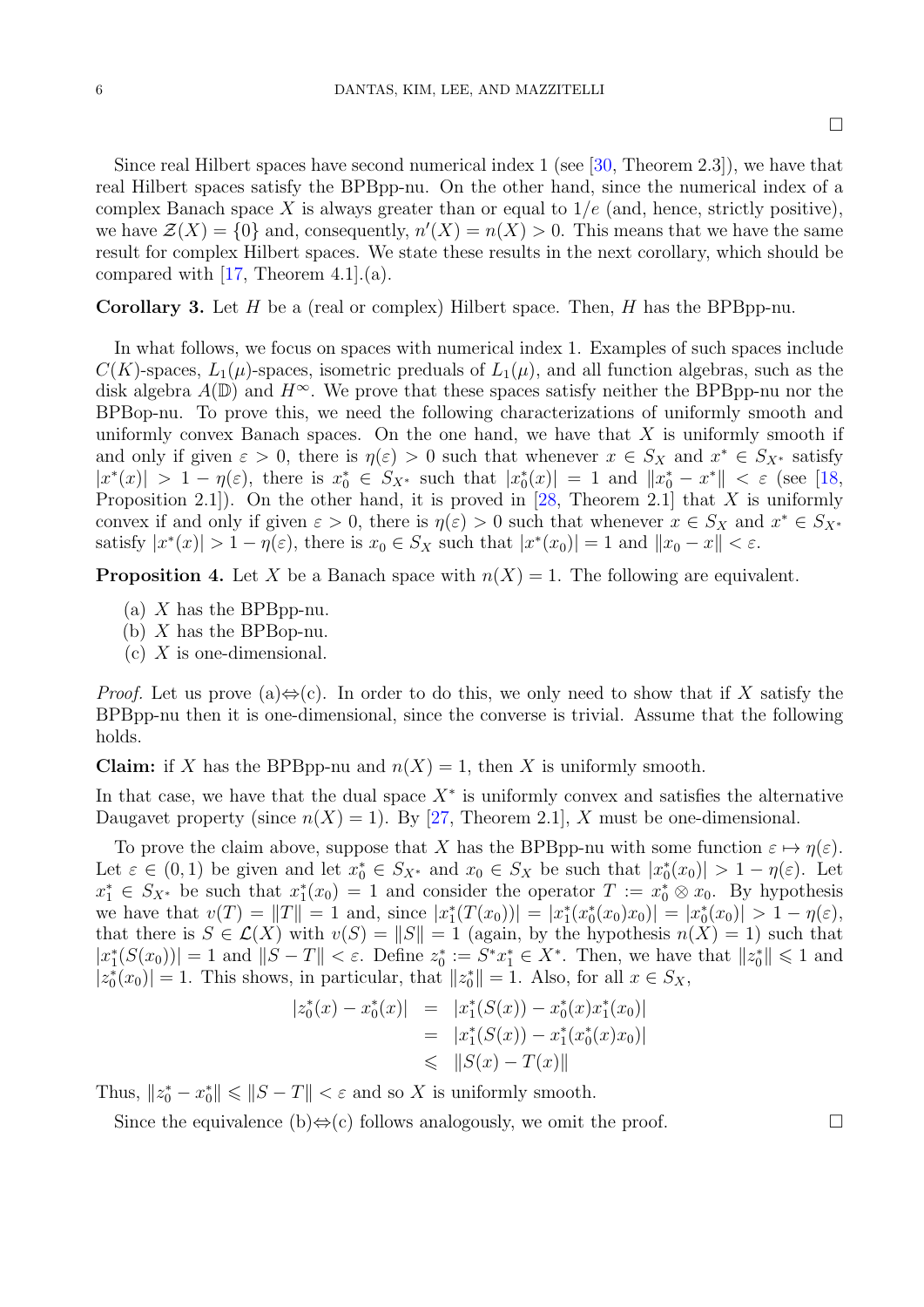□

Since real Hilbert spaces have second numerical index 1 (see [30, Theorem 2.3]), we have that real Hilbert spaces satisfy the BPBpp-nu. On the other hand, since the numerical index of a complex Banach space $X$ is always greater than or equal to $1/e$ (and, hence, strictly positive), we have $\mathcal{Z}(X) = \{0\}$ and, consequently, $n'(X) = n(X) > 0$. This means that we have the same result for complex Hilbert spaces. We state these results in the next corollary, which should be compared with [17, Theorem 4.1].(a).

**Corollary 3.** *Let $H$ be a (real or complex) Hilbert space. Then, $H$ has the BPBpp-nu.*

In what follows, we focus on spaces with numerical index 1. Examples of such spaces include $C(K)$-spaces, $L_1(\mu)$-spaces, isometric preduals of $L_1(\mu)$, and all function algebras, such as the disk algebra $A(\mathbb{D})$ and $H^\infty$. We prove that these spaces satisfy neither the BPBpp-nu nor the BPBop-nu. To prove this, we need the following characterizations of uniformly smooth and uniformly convex Banach spaces. On the one hand, we have that $X$ is uniformly smooth if and only if given $\varepsilon > 0$, there is $\eta(\varepsilon) > 0$ such that whenever $x \in S_X$ and $x^* \in S_{X^*}$ satisfy $|x^*(x)| > 1 - \eta(\varepsilon)$, there is $x_0^* \in S_{X^*}$ such that $|x_0^*(x)| = 1$ and $\|x_0^* - x^*\| < \varepsilon$ (see [18, Proposition 2.1]). On the other hand, it is proved in [28, Theorem 2.1] that $X$ is uniformly convex if and only if given $\varepsilon > 0$, there is $\eta(\varepsilon) > 0$ such that whenever $x \in S_X$ and $x^* \in S_{X^*}$ satisfy $|x^*(x)| > 1 - \eta(\varepsilon)$, there is $x_0 \in S_X$ such that $|x^*(x_0)| = 1$ and $\|x_0 - x\| < \varepsilon$.

**Proposition 4.** *Let $X$ be a Banach space with $n(X) = 1$. The following are equivalent.*

- (a) *$X$ has the BPBpp-nu.*
- (b) *$X$ has the BPBop-nu.*
- (c) *$X$ is one-dimensional.*

*Proof.* Let us prove (a)⇔(c). In order to do this, we only need to show that if $X$ satisfy the BPBpp-nu then it is one-dimensional, since the converse is trivial. Assume that the following holds.

**Claim:** if $X$ has the BPBpp-nu and $n(X) = 1$, then $X$ is uniformly smooth.

In that case, we have that the dual space $X^*$ is uniformly convex and satisfies the alternative Daugavet property (since $n(X) = 1$). By [27, Theorem 2.1], $X$ must be one-dimensional.

To prove the claim above, suppose that $X$ has the BPBpp-nu with some function $\varepsilon \mapsto \eta(\varepsilon)$. Let $\varepsilon \in (0, 1)$ be given and let $x_0^* \in S_{X^*}$ and $x_0 \in S_X$ be such that $|x_0^*(x_0)| > 1 - \eta(\varepsilon)$. Let $x_1^* \in S_{X^*}$ be such that $x_1^*(x_0) = 1$ and consider the operator $T := x_0^* \otimes x_0$. By hypothesis we have that $v(T) = \|T\| = 1$ and, since $|x_1^*(T(x_0))| = |x_1^*(x_0^*(x_0)x_0)| = |x_0^*(x_0)| > 1 - \eta(\varepsilon)$, that there is $S \in \mathcal{L}(X)$ with $v(S) = \|S\| = 1$ (again, by the hypothesis $n(X) = 1$) such that $|x_1^*(S(x_0))| = 1$ and $\|S - T\| < \varepsilon$. Define $z_0^* := S^* x_1^* \in X^*$. Then, we have that $\|z_0^*\| \leqslant 1$ and $|z_0^*(x_0)| = 1$. This shows, in particular, that $\|z_0^*\| = 1$. Also, for all $x \in S_X$,

$$
\begin{aligned}
|z_0^*(x) - x_0^*(x)| &= |x_1^*(S(x)) - x_0^*(x)x_1^*(x_0)| \\
&= |x_1^*(S(x)) - x_1^*(x_0^*(x)x_0)| \\
&\leqslant \|S(x) - T(x)\|
\end{aligned}
$$

Thus, $\|z_0^* - x_0^*\| \leqslant \|S - T\| < \varepsilon$ and so $X$ is uniformly smooth.

Since the equivalence (b)⇔(c) follows analogously, we omit the proof. □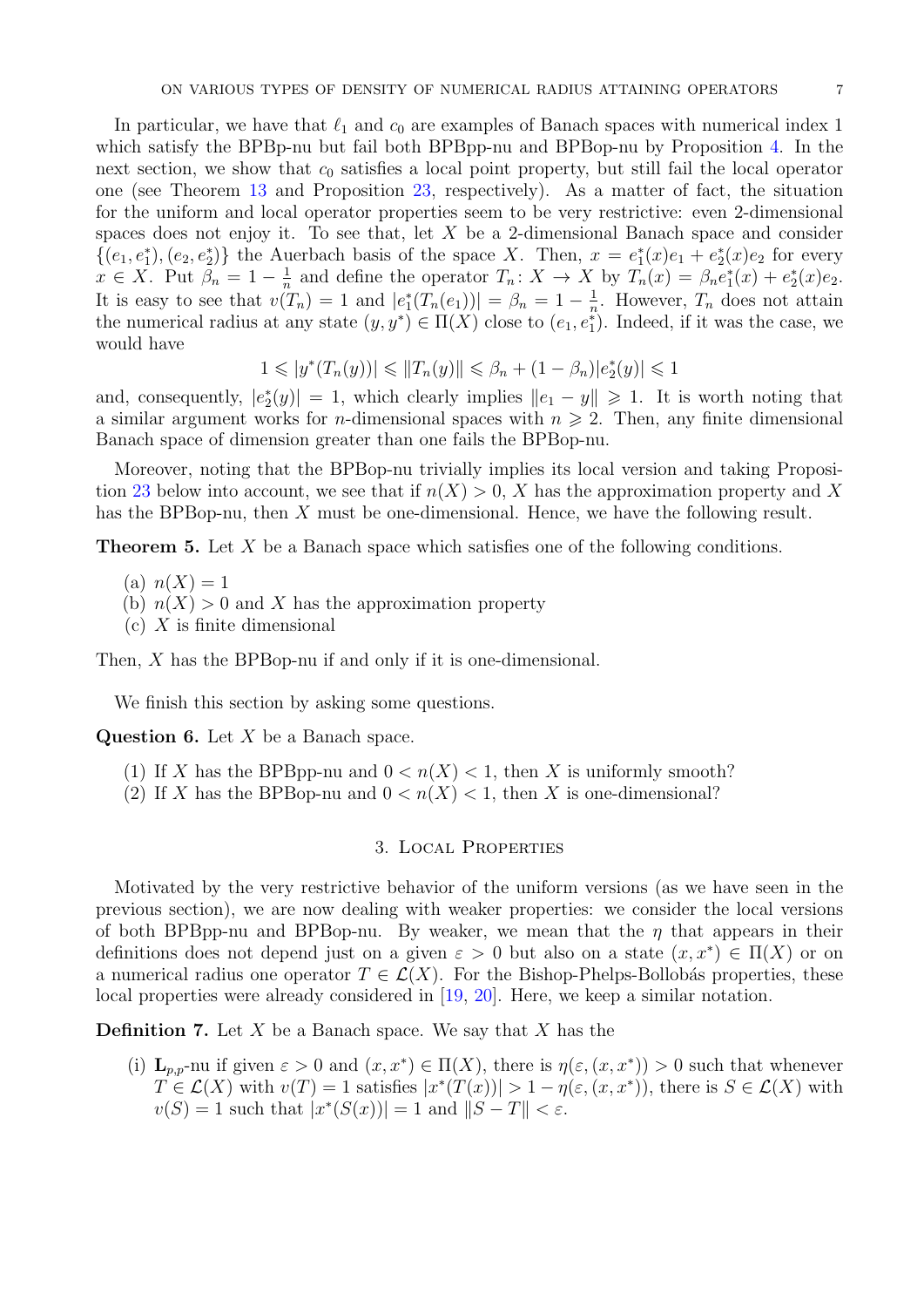In particular, we have that $\ell_1$ and $c_0$ are examples of Banach spaces with numerical index 1 which satisfy the BPBp-nu but fail both BPBpp-nu and BPBop-nu by Proposition 4. In the next section, we show that $c_0$ satisfies a local point property, but still fail the local operator one (see Theorem 13 and Proposition 23, respectively). As a matter of fact, the situation for the uniform and local operator properties seem to be very restrictive: even 2-dimensional spaces does not enjoy it. To see that, let $X$ be a 2-dimensional Banach space and consider $\{(e_1, e_1^*), (e_2, e_2^*)\}$ the Auerbach basis of the space $X$. Then, $x = e_1^*(x)e_1 + e_2^*(x)e_2$ for every $x \in X$. Put $\beta_n = 1 - \frac{1}{n}$ and define the operator $T_n \colon X \to X$ by $T_n(x) = \beta_n e_1^*(x) + e_2^*(x)e_2$. It is easy to see that $v(T_n) = 1$ and $|e_1^*(T_n(e_1))| = \beta_n = 1 - \frac{1}{n}$. However, $T_n$ does not attain the numerical radius at any state $(y, y^*) \in \Pi(X)$ close to $(e_1, e_1^*)$. Indeed, if it was the case, we would have

$$1 \leqslant |y^*(T_n(y))| \leqslant \|T_n(y)\| \leqslant \beta_n + (1-\beta_n)|e_2^*(y)| \leqslant 1$$

and, consequently, $|e_2^*(y)| = 1$, which clearly implies $\|e_1 - y\| \geqslant 1$. It is worth noting that a similar argument works for $n$-dimensional spaces with $n \geqslant 2$. Then, any finite dimensional Banach space of dimension greater than one fails the BPBop-nu.

Moreover, noting that the BPBop-nu trivially implies its local version and taking Proposition 23 below into account, we see that if $n(X) > 0$, $X$ has the approximation property and $X$ has the BPBop-nu, then $X$ must be one-dimensional. Hence, we have the following result.

**Theorem 5.** Let $X$ be a Banach space which satisfies one of the following conditions.

(a) $n(X) = 1$
(b) $n(X) > 0$ and $X$ has the approximation property
(c) $X$ is finite dimensional

Then, $X$ has the BPBop-nu if and only if it is one-dimensional.

We finish this section by asking some questions.

**Question 6.** Let $X$ be a Banach space.

(1) If $X$ has the BPBpp-nu and $0 < n(X) < 1$, then $X$ is uniformly smooth?
(2) If $X$ has the BPBop-nu and $0 < n(X) < 1$, then $X$ is one-dimensional?

## 3. Local Properties

Motivated by the very restrictive behavior of the uniform versions (as we have seen in the previous section), we are now dealing with weaker properties: we consider the local versions of both BPBpp-nu and BPBop-nu. By weaker, we mean that the $\eta$ that appears in their definitions does not depend just on a given $\varepsilon > 0$ but also on a state $(x, x^*) \in \Pi(X)$ or on a numerical radius one operator $T \in \mathcal{L}(X)$. For the Bishop-Phelps-Bollobás properties, these local properties were already considered in [19, 20]. Here, we keep a similar notation.

**Definition 7.** Let $X$ be a Banach space. We say that $X$ has the

(i) $\mathbf{L}_{p,p}$-nu if given $\varepsilon > 0$ and $(x, x^*) \in \Pi(X)$, there is $\eta(\varepsilon, (x, x^*)) > 0$ such that whenever $T \in \mathcal{L}(X)$ with $v(T) = 1$ satisfies $|x^*(T(x))| > 1 - \eta(\varepsilon, (x, x^*))$, there is $S \in \mathcal{L}(X)$ with $v(S) = 1$ such that $|x^*(S(x))| = 1$ and $\|S - T\| < \varepsilon$.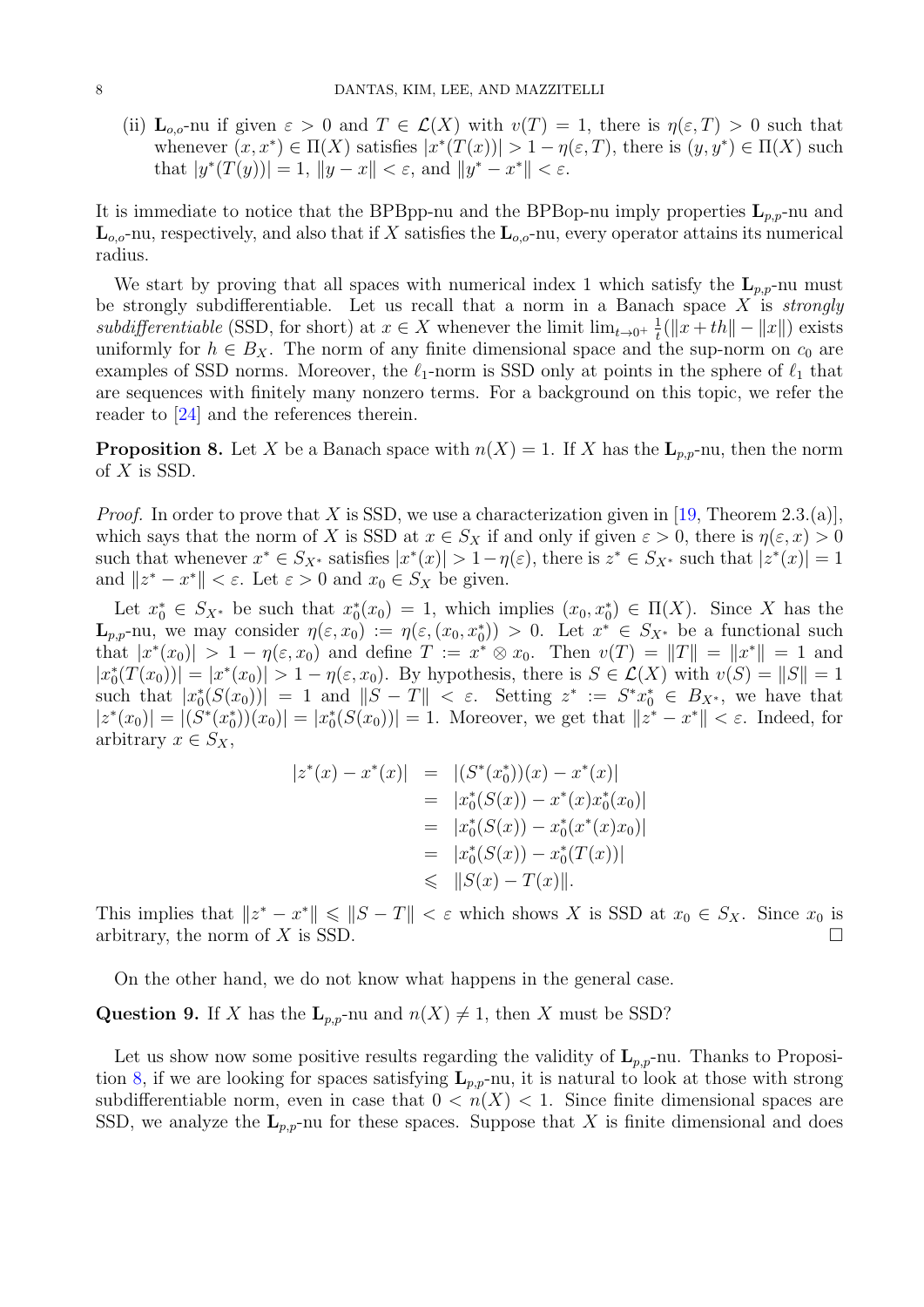(ii) $\mathbf{L}_{o,o}$-nu if given $\varepsilon > 0$ and $T \in \mathcal{L}(X)$ with $v(T) = 1$, there is $\eta(\varepsilon, T) > 0$ such that whenever $(x, x^*) \in \Pi(X)$ satisfies $|x^*(T(x))| > 1 - \eta(\varepsilon, T)$, there is $(y, y^*) \in \Pi(X)$ such that $|y^*(T(y))| = 1$, $\|y - x\| < \varepsilon$, and $\|y^* - x^*\| < \varepsilon$.

It is immediate to notice that the BPBpp-nu and the BPBop-nu imply properties $\mathbf{L}_{p,p}$-nu and $\mathbf{L}_{o,o}$-nu, respectively, and also that if $X$ satisfies the $\mathbf{L}_{o,o}$-nu, every operator attains its numerical radius.

We start by proving that all spaces with numerical index 1 which satisfy the $\mathbf{L}_{p,p}$-nu must be strongly subdifferentiable. Let us recall that a norm in a Banach space $X$ is *strongly subdifferentiable* (SSD, for short) at $x \in X$ whenever the limit $\lim_{t \to 0^+} \frac{1}{t}(\|x + th\| - \|x\|)$ exists uniformly for $h \in B_X$. The norm of any finite dimensional space and the sup-norm on $c_0$ are examples of SSD norms. Moreover, the $\ell_1$-norm is SSD only at points in the sphere of $\ell_1$ that are sequences with finitely many nonzero terms. For a background on this topic, we refer the reader to [24] and the references therein.

**Proposition 8.** Let $X$ be a Banach space with $n(X) = 1$. If $X$ has the $\mathbf{L}_{p,p}$-nu, then the norm of $X$ is SSD.

*Proof.* In order to prove that $X$ is SSD, we use a characterization given in [19, Theorem 2.3.(a)], which says that the norm of $X$ is SSD at $x \in S_X$ if and only if given $\varepsilon > 0$, there is $\eta(\varepsilon, x) > 0$ such that whenever $x^* \in S_{X^*}$ satisfies $|x^*(x)| > 1 - \eta(\varepsilon)$, there is $z^* \in S_{X^*}$ such that $|z^*(x)| = 1$ and $\|z^* - x^*\| < \varepsilon$. Let $\varepsilon > 0$ and $x_0 \in S_X$ be given.

Let $x_0^* \in S_{X^*}$ be such that $x_0^*(x_0) = 1$, which implies $(x_0, x_0^*) \in \Pi(X)$. Since $X$ has the $\mathbf{L}_{p,p}$-nu, we may consider $\eta(\varepsilon, x_0) := \eta(\varepsilon, (x_0, x_0^*)) > 0$. Let $x^* \in S_{X^*}$ be a functional such that $|x^*(x_0)| > 1 - \eta(\varepsilon, x_0)$ and define $T := x^* \otimes x_0$. Then $v(T) = \|T\| = \|x^*\| = 1$ and $|x_0^*(T(x_0))| = |x^*(x_0)| > 1 - \eta(\varepsilon, x_0)$. By hypothesis, there is $S \in \mathcal{L}(X)$ with $v(S) = \|S\| = 1$ such that $|x_0^*(S(x_0))| = 1$ and $\|S - T\| < \varepsilon$. Setting $z^* := S^* x_0^* \in B_{X^*}$, we have that $|z^*(x_0)| = |(S^*(x_0^*))(x_0)| = |x_0^*(S(x_0))| = 1$. Moreover, we get that $\|z^* - x^*\| < \varepsilon$. Indeed, for arbitrary $x \in S_X$,

$$
\begin{aligned}
|z^*(x) - x^*(x)| &= |(S^*(x_0^*))(x) - x^*(x)| \\
&= |x_0^*(S(x)) - x^*(x)x_0^*(x_0)| \\
&= |x_0^*(S(x)) - x_0^*(x^*(x)x_0)| \\
&= |x_0^*(S(x)) - x_0^*(T(x))| \\
&\leqslant \|S(x) - T(x)\|.
\end{aligned}
$$

This implies that $\|z^* - x^*\| \leqslant \|S - T\| < \varepsilon$ which shows $X$ is SSD at $x_0 \in S_X$. Since $x_0$ is arbitrary, the norm of $X$ is SSD. $\square$

On the other hand, we do not know what happens in the general case.

**Question 9.** If $X$ has the $\mathbf{L}_{p,p}$-nu and $n(X) \neq 1$, then $X$ must be SSD?

Let us show now some positive results regarding the validity of $\mathbf{L}_{p,p}$-nu. Thanks to Proposition 8, if we are looking for spaces satisfying $\mathbf{L}_{p,p}$-nu, it is natural to look at those with strong subdifferentiable norm, even in case that $0 < n(X) < 1$. Since finite dimensional spaces are SSD, we analyze the $\mathbf{L}_{p,p}$-nu for these spaces. Suppose that $X$ is finite dimensional and does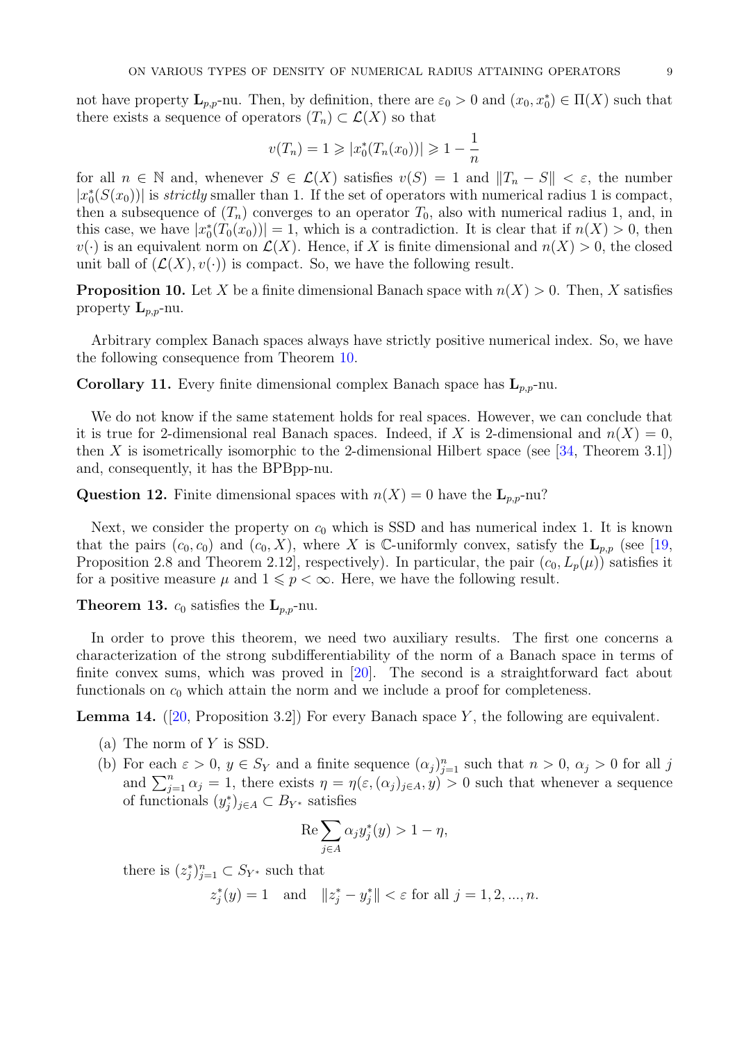not have property $\mathbf{L}_{p,p}$-nu. Then, by definition, there are $\varepsilon_0 > 0$ and $(x_0, x_0^*) \in \Pi(X)$ such that there exists a sequence of operators $(T_n) \subset \mathcal{L}(X)$ so that

$$v(T_n) = 1 \geqslant |x_0^*(T_n(x_0))| \geqslant 1 - \frac{1}{n}$$

for all $n \in \mathbb{N}$ and, whenever $S \in \mathcal{L}(X)$ satisfies $v(S) = 1$ and $\|T_n - S\| < \varepsilon$, the number $|x_0^*(S(x_0))|$ is *strictly* smaller than 1. If the set of operators with numerical radius 1 is compact, then a subsequence of $(T_n)$ converges to an operator $T_0$, also with numerical radius 1, and, in this case, we have $|x_0^*(T_0(x_0))| = 1$, which is a contradiction. It is clear that if $n(X) > 0$, then $v(\cdot)$ is an equivalent norm on $\mathcal{L}(X)$. Hence, if $X$ is finite dimensional and $n(X) > 0$, the closed unit ball of $(\mathcal{L}(X), v(\cdot))$ is compact. So, we have the following result.

**Proposition 10.** Let $X$ be a finite dimensional Banach space with $n(X) > 0$. Then, $X$ satisfies property $\mathbf{L}_{p,p}$-nu.

Arbitrary complex Banach spaces always have strictly positive numerical index. So, we have the following consequence from Theorem 10.

**Corollary 11.** Every finite dimensional complex Banach space has $\mathbf{L}_{p,p}$-nu.

We do not know if the same statement holds for real spaces. However, we can conclude that it is true for 2-dimensional real Banach spaces. Indeed, if $X$ is 2-dimensional and $n(X) = 0$, then $X$ is isometrically isomorphic to the 2-dimensional Hilbert space (see [34, Theorem 3.1]) and, consequently, it has the BPBpp-nu.

**Question 12.** Finite dimensional spaces with $n(X) = 0$ have the $\mathbf{L}_{p,p}$-nu?

Next, we consider the property on $c_0$ which is SSD and has numerical index 1. It is known that the pairs $(c_0, c_0)$ and $(c_0, X)$, where $X$ is $\mathbb{C}$-uniformly convex, satisfy the $\mathbf{L}_{p,p}$ (see [19, Proposition 2.8 and Theorem 2.12], respectively). In particular, the pair $(c_0, L_p(\mu))$ satisfies it for a positive measure $\mu$ and $1 \leqslant p < \infty$. Here, we have the following result.

**Theorem 13.** $c_0$ satisfies the $\mathbf{L}_{p,p}$-nu.

In order to prove this theorem, we need two auxiliary results. The first one concerns a characterization of the strong subdifferentiability of the norm of a Banach space in terms of finite convex sums, which was proved in [20]. The second is a straightforward fact about functionals on $c_0$ which attain the norm and we include a proof for completeness.

**Lemma 14.** ([20, Proposition 3.2]) For every Banach space $Y$, the following are equivalent.

(a) The norm of $Y$ is SSD.

(b) For each $\varepsilon > 0$, $y \in S_Y$ and a finite sequence $(\alpha_j)_{j=1}^n$ such that $n > 0$, $\alpha_j > 0$ for all $j$ and $\sum_{j=1}^n \alpha_j = 1$, there exists $\eta = \eta(\varepsilon, (\alpha_j)_{j\in A}, y) > 0$ such that whenever a sequence of functionals $(y_j^*)_{j\in A} \subset B_{Y^*}$ satisfies

$$\operatorname{Re} \sum_{j\in A} \alpha_j y_j^*(y) > 1 - \eta,$$

there is $(z_j^*)_{j=1}^n \subset S_{Y^*}$ such that

$$z_j^*(y) = 1 \quad \text{and} \quad \|z_j^* - y_j^*\| < \varepsilon \text{ for all } j = 1, 2, ..., n.$$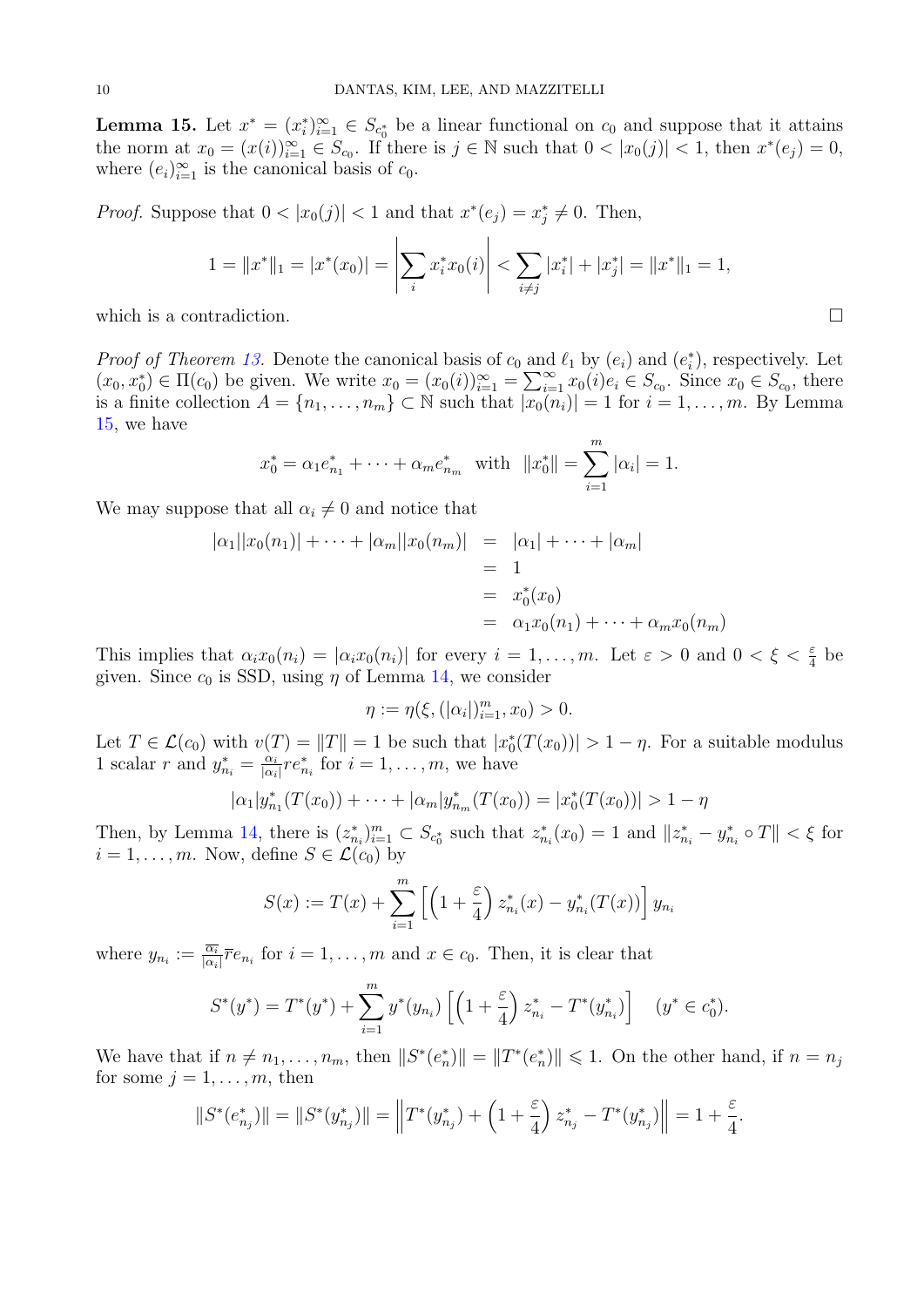**Lemma 15.** Let $x^* = (x_i^*)_{i=1}^\infty \in S_{c_0^*}$ be a linear functional on $c_0$ and suppose that it attains the norm at $x_0 = (x(i))_{i=1}^\infty \in S_{c_0}$. If there is $j \in \mathbb{N}$ such that $0 < |x_0(j)| < 1$, then $x^*(e_j) = 0$, where $(e_i)_{i=1}^\infty$ is the canonical basis of $c_0$.

*Proof.* Suppose that $0 < |x_0(j)| < 1$ and that $x^*(e_j) = x_j^* \neq 0$. Then,

$$1 = \|x^*\|_1 = |x^*(x_0)| = \left| \sum_i x_i^* x_0(i) \right| < \sum_{i \neq j} |x_i^*| + |x_j^*| = \|x^*\|_1 = 1,$$

which is a contradiction. □

*Proof of Theorem 13.* Denote the canonical basis of $c_0$ and $\ell_1$ by $(e_i)$ and $(e_i^*)$, respectively. Let $(x_0, x_0^*) \in \Pi(c_0)$ be given. We write $x_0 = (x_0(i))_{i=1}^\infty = \sum_{i=1}^\infty x_0(i) e_i \in S_{c_0}$. Since $x_0 \in S_{c_0}$, there is a finite collection $A = \{n_1, \ldots, n_m\} \subset \mathbb{N}$ such that $|x_0(n_i)| = 1$ for $i = 1, \ldots, m$. By Lemma 15, we have

$$x_0^* = \alpha_1 e_{n_1}^* + \cdots + \alpha_m e_{n_m}^* \quad \text{with} \quad \|x_0^*\| = \sum_{i=1}^m |\alpha_i| = 1.$$

We may suppose that all $\alpha_i \neq 0$ and notice that

$$\begin{aligned} |\alpha_1||x_0(n_1)| + \cdots + |\alpha_m||x_0(n_m)| &= |\alpha_1| + \cdots + |\alpha_m| \\ &= 1 \\ &= x_0^*(x_0) \\ &= \alpha_1 x_0(n_1) + \cdots + \alpha_m x_0(n_m) \end{aligned}$$

This implies that $\alpha_i x_0(n_i) = |\alpha_i x_0(n_i)|$ for every $i = 1, \ldots, m$. Let $\varepsilon > 0$ and $0 < \xi < \frac{\varepsilon}{4}$ be given. Since $c_0$ is SSD, using $\eta$ of Lemma 14, we consider

$$\eta := \eta(\xi, (|\alpha_i|)_{i=1}^m, x_0) > 0.$$

Let $T \in \mathcal{L}(c_0)$ with $v(T) = \|T\| = 1$ be such that $|x_0^*(T(x_0))| > 1 - \eta$. For a suitable modulus 1 scalar $r$ and $y_{n_i}^* = \frac{\alpha_i}{|\alpha_i|} r e_{n_i}^*$ for $i = 1, \ldots, m$, we have

$$|\alpha_1| y_{n_1}^*(T(x_0)) + \cdots + |\alpha_m| y_{n_m}^*(T(x_0)) = |x_0^*(T(x_0))| > 1 - \eta$$

Then, by Lemma 14, there is $(z_{n_i}^*)_{i=1}^m \subset S_{c_0^*}$ such that $z_{n_i}^*(x_0) = 1$ and $\|z_{n_i}^* - y_{n_i}^* \circ T\| < \xi$ for $i = 1, \ldots, m$. Now, define $S \in \mathcal{L}(c_0)$ by

$$S(x) := T(x) + \sum_{i=1}^m \left[ \left(1 + \frac{\varepsilon}{4}\right) z_{n_i}^*(x) - y_{n_i}^*(T(x)) \right] y_{n_i}$$

where $y_{n_i} := \frac{\overline{\alpha_i}}{|\alpha_i|} \overline{r} e_{n_i}$ for $i = 1, \ldots, m$ and $x \in c_0$. Then, it is clear that

$$S^*(y^*) = T^*(y^*) + \sum_{i=1}^m y^*(y_{n_i}) \left[ \left(1 + \frac{\varepsilon}{4}\right) z_{n_i}^* - T^*(y_{n_i}^*) \right] \quad (y^* \in c_0^*).$$

We have that if $n \neq n_1, \ldots, n_m$, then $\|S^*(e_n^*)\| = \|T^*(e_n^*)\| \leqslant 1$. On the other hand, if $n = n_j$ for some $j = 1, \ldots, m$, then

$$\|S^*(e_{n_j}^*)\| = \|S^*(y_{n_j}^*)\| = \left\| T^*(y_{n_j}^*) + \left(1 + \frac{\varepsilon}{4}\right) z_{n_j}^* - T^*(y_{n_j}^*) \right\| = 1 + \frac{\varepsilon}{4}.$$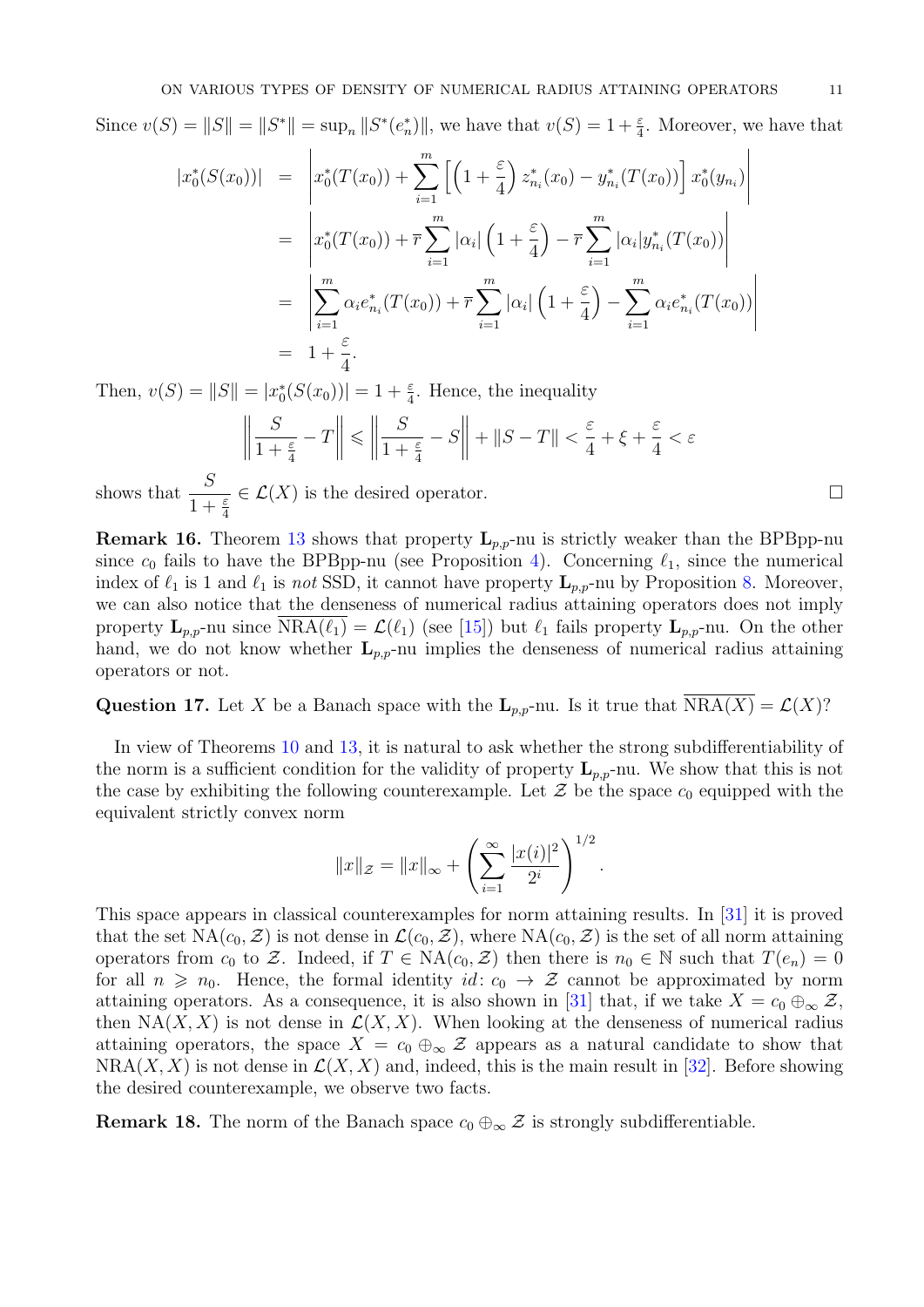Since $v(S) = \|S\| = \|S^*\| = \sup_n \|S^*(e_n^*)\|$, we have that $v(S) = 1 + \frac{\varepsilon}{4}$. Moreover, we have that

$$
\begin{aligned}
|x_0^*(S(x_0))| &= \left| x_0^*(T(x_0)) + \sum_{i=1}^m \left[ \left(1 + \frac{\varepsilon}{4}\right) z_{n_i}^*(x_0) - y_{n_i}^*(T(x_0)) \right] x_0^*(y_{n_i}) \right| \\
&= \left| x_0^*(T(x_0)) + \overline{r} \sum_{i=1}^m |\alpha_i| \left(1 + \frac{\varepsilon}{4}\right) - \overline{r} \sum_{i=1}^m |\alpha_i| y_{n_i}^*(T(x_0)) \right| \\
&= \left| \sum_{i=1}^m \alpha_i e_{n_i}^*(T(x_0)) + \overline{r} \sum_{i=1}^m |\alpha_i| \left(1 + \frac{\varepsilon}{4}\right) - \sum_{i=1}^m \alpha_i e_{n_i}^*(T(x_0)) \right| \\
&= 1 + \frac{\varepsilon}{4}.
\end{aligned}
$$

Then, $v(S) = \|S\| = |x_0^*(S(x_0))| = 1 + \frac{\varepsilon}{4}$. Hence, the inequality

$$
\left\| \frac{S}{1 + \frac{\varepsilon}{4}} - T \right\| \leqslant \left\| \frac{S}{1 + \frac{\varepsilon}{4}} - S \right\| + \|S - T\| < \frac{\varepsilon}{4} + \xi + \frac{\varepsilon}{4} < \varepsilon
$$

shows that $\dfrac{S}{1 + \frac{\varepsilon}{4}} \in \mathcal{L}(X)$ is the desired operator. □

**Remark 16.** Theorem 13 shows that property $\mathbf{L}_{p,p}$-nu is strictly weaker than the BPBpp-nu since $c_0$ fails to have the BPBpp-nu (see Proposition 4). Concerning $\ell_1$, since the numerical index of $\ell_1$ is 1 and $\ell_1$ is *not* SSD, it cannot have property $\mathbf{L}_{p,p}$-nu by Proposition 8. Moreover, we can also notice that the denseness of numerical radius attaining operators does not imply property $\mathbf{L}_{p,p}$-nu since $\overline{\mathrm{NRA}(\ell_1)} = \mathcal{L}(\ell_1)$ (see [15]) but $\ell_1$ fails property $\mathbf{L}_{p,p}$-nu. On the other hand, we do not know whether $\mathbf{L}_{p,p}$-nu implies the denseness of numerical radius attaining operators or not.

**Question 17.** Let $X$ be a Banach space with the $\mathbf{L}_{p,p}$-nu. Is it true that $\overline{\mathrm{NRA}(X)} = \mathcal{L}(X)$?

In view of Theorems 10 and 13, it is natural to ask whether the strong subdifferentiability of the norm is a sufficient condition for the validity of property $\mathbf{L}_{p,p}$-nu. We show that this is not the case by exhibiting the following counterexample. Let $\mathcal{Z}$ be the space $c_0$ equipped with the equivalent strictly convex norm

$$
\|x\|_{\mathcal{Z}} = \|x\|_\infty + \left( \sum_{i=1}^\infty \frac{|x(i)|^2}{2^i} \right)^{1/2}.
$$

This space appears in classical counterexamples for norm attaining results. In [31] it is proved that the set $\mathrm{NA}(c_0, \mathcal{Z})$ is not dense in $\mathcal{L}(c_0, \mathcal{Z})$, where $\mathrm{NA}(c_0, \mathcal{Z})$ is the set of all norm attaining operators from $c_0$ to $\mathcal{Z}$. Indeed, if $T \in \mathrm{NA}(c_0, \mathcal{Z})$ then there is $n_0 \in \mathbb{N}$ such that $T(e_n) = 0$ for all $n \geqslant n_0$. Hence, the formal identity $id\colon c_0 \to \mathcal{Z}$ cannot be approximated by norm attaining operators. As a consequence, it is also shown in [31] that, if we take $X = c_0 \oplus_\infty \mathcal{Z}$, then $\mathrm{NA}(X, X)$ is not dense in $\mathcal{L}(X, X)$. When looking at the denseness of numerical radius attaining operators, the space $X = c_0 \oplus_\infty \mathcal{Z}$ appears as a natural candidate to show that $\mathrm{NRA}(X, X)$ is not dense in $\mathcal{L}(X, X)$ and, indeed, this is the main result in [32]. Before showing the desired counterexample, we observe two facts.

**Remark 18.** The norm of the Banach space $c_0 \oplus_\infty \mathcal{Z}$ is strongly subdifferentiable.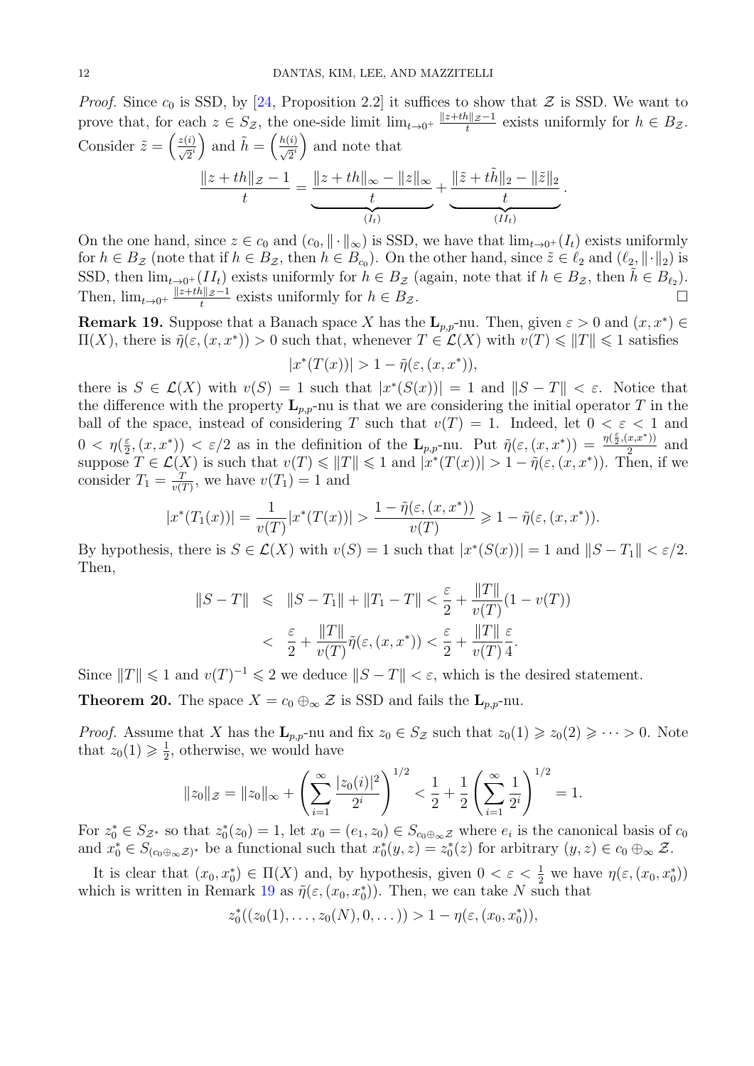*Proof.* Since $c_0$ is SSD, by [24, Proposition 2.2] it suffices to show that $\mathcal{Z}$ is SSD. We want to prove that, for each $z \in S_{\mathcal{Z}}$, the one-side limit $\lim_{t\to 0^+} \frac{\|z+th\|_{\mathcal{Z}}-1}{t}$ exists uniformly for $h \in B_{\mathcal{Z}}$. Consider $\tilde{z} = \left(\frac{z(i)}{\sqrt{2}^i}\right)$ and $\tilde{h} = \left(\frac{h(i)}{\sqrt{2}^i}\right)$ and note that

$$\frac{\|z+th\|_{\mathcal{Z}}-1}{t} = \underbrace{\frac{\|z+th\|_\infty - \|z\|_\infty}{t}}_{(I_t)} + \underbrace{\frac{\|\tilde{z}+t\tilde{h}\|_2 - \|\tilde{z}\|_2}{t}}_{(II_t)}.$$

On the one hand, since $z \in c_0$ and $(c_0, \|\cdot\|_\infty)$ is SSD, we have that $\lim_{t\to 0^+}(I_t)$ exists uniformly for $h \in B_{\mathcal{Z}}$ (note that if $h \in B_{\mathcal{Z}}$, then $h \in B_{c_0}$). On the other hand, since $\tilde{z} \in \ell_2$ and $(\ell_2, \|\cdot\|_2)$ is SSD, then $\lim_{t\to 0^+}(II_t)$ exists uniformly for $h \in B_{\mathcal{Z}}$ (again, note that if $h \in B_{\mathcal{Z}}$, then $\tilde{h} \in B_{\ell_2}$). Then, $\lim_{t\to 0^+} \frac{\|z+th\|_{\mathcal{Z}}-1}{t}$ exists uniformly for $h \in B_{\mathcal{Z}}$. $\square$

**Remark 19.** Suppose that a Banach space $X$ has the $\mathbf{L}_{p,p}$-nu. Then, given $\varepsilon > 0$ and $(x, x^*) \in \Pi(X)$, there is $\tilde{\eta}(\varepsilon, (x, x^*)) > 0$ such that, whenever $T \in \mathcal{L}(X)$ with $v(T) \leqslant \|T\| \leqslant 1$ satisfies

$$|x^*(T(x))| > 1 - \tilde{\eta}(\varepsilon, (x, x^*)),$$

there is $S \in \mathcal{L}(X)$ with $v(S) = 1$ such that $|x^*(S(x))| = 1$ and $\|S - T\| < \varepsilon$. Notice that the difference with the property $\mathbf{L}_{p,p}$-nu is that we are considering the initial operator $T$ in the ball of the space, instead of considering $T$ such that $v(T) = 1$. Indeed, let $0 < \varepsilon < 1$ and $0 < \eta(\frac{\varepsilon}{2}, (x, x^*)) < \varepsilon/2$ as in the definition of the $\mathbf{L}_{p,p}$-nu. Put $\tilde{\eta}(\varepsilon, (x, x^*)) = \frac{\eta(\frac{\varepsilon}{2}, (x, x^*))}{2}$ and suppose $T \in \mathcal{L}(X)$ is such that $v(T) \leqslant \|T\| \leqslant 1$ and $|x^*(T(x))| > 1 - \tilde{\eta}(\varepsilon, (x, x^*))$. Then, if we consider $T_1 = \frac{T}{v(T)}$, we have $v(T_1) = 1$ and

$$|x^*(T_1(x))| = \frac{1}{v(T)}|x^*(T(x))| > \frac{1 - \tilde{\eta}(\varepsilon, (x, x^*))}{v(T)} \geqslant 1 - \tilde{\eta}(\varepsilon, (x, x^*)).$$

By hypothesis, there is $S \in \mathcal{L}(X)$ with $v(S) = 1$ such that $|x^*(S(x))| = 1$ and $\|S - T_1\| < \varepsilon/2$. Then,

$$\begin{aligned}
\|S - T\| &\leqslant \|S - T_1\| + \|T_1 - T\| < \frac{\varepsilon}{2} + \frac{\|T\|}{v(T)}(1 - v(T)) \\
&< \frac{\varepsilon}{2} + \frac{\|T\|}{v(T)}\tilde{\eta}(\varepsilon, (x, x^*)) < \frac{\varepsilon}{2} + \frac{\|T\|}{v(T)}\frac{\varepsilon}{4}.
\end{aligned}$$

Since $\|T\| \leqslant 1$ and $v(T)^{-1} \leqslant 2$ we deduce $\|S - T\| < \varepsilon$, which is the desired statement.

**Theorem 20.** The space $X = c_0 \oplus_\infty \mathcal{Z}$ is SSD and fails the $\mathbf{L}_{p,p}$-nu.

*Proof.* Assume that $X$ has the $\mathbf{L}_{p,p}$-nu and fix $z_0 \in S_{\mathcal{Z}}$ such that $z_0(1) \geqslant z_0(2) \geqslant \cdots > 0$. Note that $z_0(1) \geqslant \frac{1}{2}$, otherwise, we would have

$$\|z_0\|_{\mathcal{Z}} = \|z_0\|_\infty + \left(\sum_{i=1}^{\infty} \frac{|z_0(i)|^2}{2^i}\right)^{1/2} < \frac{1}{2} + \frac{1}{2}\left(\sum_{i=1}^{\infty} \frac{1}{2^i}\right)^{1/2} = 1.$$

For $z_0^* \in S_{\mathcal{Z}^*}$ so that $z_0^*(z_0) = 1$, let $x_0 = (e_1, z_0) \in S_{c_0 \oplus_\infty \mathcal{Z}}$ where $e_i$ is the canonical basis of $c_0$ and $x_0^* \in S_{(c_0 \oplus_\infty \mathcal{Z})^*}$ be a functional such that $x_0^*(y, z) = z_0^*(z)$ for arbitrary $(y, z) \in c_0 \oplus_\infty \mathcal{Z}$.

It is clear that $(x_0, x_0^*) \in \Pi(X)$ and, by hypothesis, given $0 < \varepsilon < \frac{1}{2}$ we have $\eta(\varepsilon, (x_0, x_0^*))$ which is written in Remark 19 as $\tilde{\eta}(\varepsilon, (x_0, x_0^*))$. Then, we can take $N$ such that

$$z_0^*((z_0(1), \ldots, z_0(N), 0, \ldots)) > 1 - \eta(\varepsilon, (x_0, x_0^*)),$$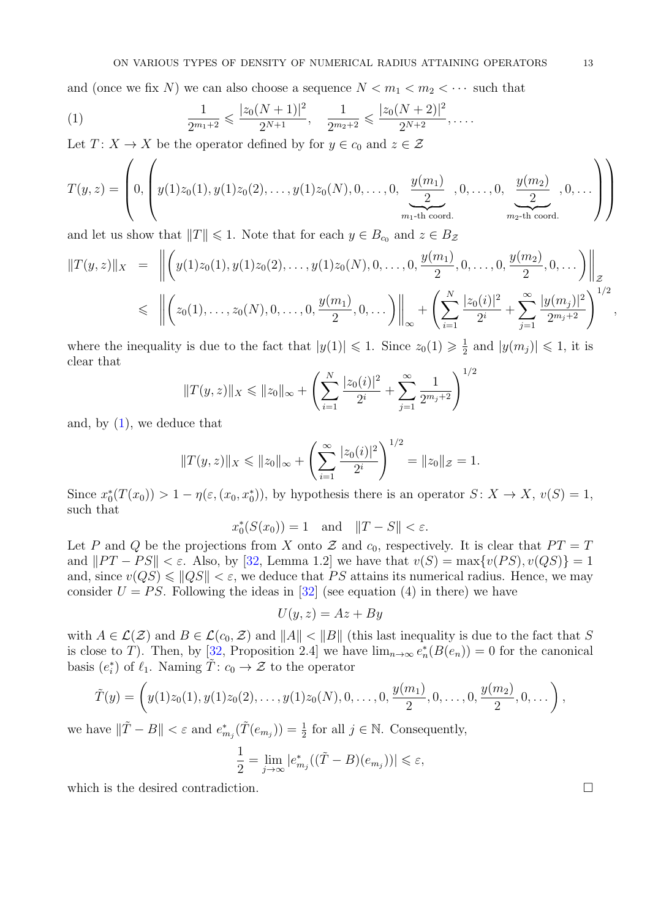and (once we fix $N$) we can also choose a sequence $N < m_1 < m_2 < \cdots$ such that

$$\frac{1}{2^{m_1+2}} \leqslant \frac{|z_0(N+1)|^2}{2^{N+1}}, \quad \frac{1}{2^{m_2+2}} \leqslant \frac{|z_0(N+2)|^2}{2^{N+2}}, \ldots. \tag{1}$$

Let $T\colon X \to X$ be the operator defined by for $y \in c_0$ and $z \in \mathcal{Z}$

$$T(y,z) = \left(0, \left(y(1)z_0(1), y(1)z_0(2), \ldots, y(1)z_0(N), 0, \ldots, 0, \underbrace{\frac{y(m_1)}{2}}_{m_1\text{-th coord.}}, 0, \ldots, 0, \underbrace{\frac{y(m_2)}{2}}_{m_2\text{-th coord.}}, 0, \ldots\right)\right)$$

and let us show that $\|T\| \leqslant 1$. Note that for each $y \in B_{c_0}$ and $z \in B_{\mathcal{Z}}$

$$\begin{aligned}
\|T(y,z)\|_X &= \left\|\left(y(1)z_0(1), y(1)z_0(2), \ldots, y(1)z_0(N), 0, \ldots, 0, \frac{y(m_1)}{2}, 0, \ldots, 0, \frac{y(m_2)}{2}, 0, \ldots\right)\right\|_{\mathcal{Z}} \\
&\leqslant \left\|\left(z_0(1), \ldots, z_0(N), 0, \ldots, 0, \frac{y(m_1)}{2}, 0, \ldots\right)\right\|_\infty + \left(\sum_{i=1}^N \frac{|z_0(i)|^2}{2^i} + \sum_{j=1}^\infty \frac{|y(m_j)|^2}{2^{m_j+2}}\right)^{1/2},
\end{aligned}$$

where the inequality is due to the fact that $|y(1)| \leqslant 1$. Since $z_0(1) \geqslant \frac{1}{2}$ and $|y(m_j)| \leqslant 1$, it is clear that

$$\|T(y,z)\|_X \leqslant \|z_0\|_\infty + \left(\sum_{i=1}^N \frac{|z_0(i)|^2}{2^i} + \sum_{j=1}^\infty \frac{1}{2^{m_j+2}}\right)^{1/2}$$

and, by (1), we deduce that

$$\|T(y,z)\|_X \leqslant \|z_0\|_\infty + \left(\sum_{i=1}^\infty \frac{|z_0(i)|^2}{2^i}\right)^{1/2} = \|z_0\|_{\mathcal{Z}} = 1.$$

Since $x_0^*(T(x_0)) > 1 - \eta(\varepsilon, (x_0, x_0^*))$, by hypothesis there is an operator $S\colon X \to X$, $v(S) = 1$, such that

$$x_0^*(S(x_0)) = 1 \quad \text{and} \quad \|T - S\| < \varepsilon.$$

Let $P$ and $Q$ be the projections from $X$ onto $\mathcal{Z}$ and $c_0$, respectively. It is clear that $PT = T$ and $\|PT - PS\| < \varepsilon$. Also, by [32, Lemma 1.2] we have that $v(S) = \max\{v(PS), v(QS)\} = 1$ and, since $v(QS) \leqslant \|QS\| < \varepsilon$, we deduce that $PS$ attains its numerical radius. Hence, we may consider $U = PS$. Following the ideas in [32] (see equation (4) in there) we have

$$U(y,z) = Az + By$$

with $A \in \mathcal{L}(\mathcal{Z})$ and $B \in \mathcal{L}(c_0, \mathcal{Z})$ and $\|A\| < \|B\|$ (this last inequality is due to the fact that $S$ is close to $T$). Then, by [32, Proposition 2.4] we have $\lim_{n\to\infty} e_n^*(B(e_n)) = 0$ for the canonical basis $(e_i^*)$ of $\ell_1$. Naming $\tilde{T}\colon c_0 \to \mathcal{Z}$ to the operator

$$\tilde{T}(y) = \left(y(1)z_0(1), y(1)z_0(2), \ldots, y(1)z_0(N), 0, \ldots, 0, \frac{y(m_1)}{2}, 0, \ldots, 0, \frac{y(m_2)}{2}, 0, \ldots\right),$$

we have $\|\tilde{T} - B\| < \varepsilon$ and $e_{m_j}^*(\tilde{T}(e_{m_j})) = \frac{1}{2}$ for all $j \in \mathbb{N}$. Consequently,

$$\frac{1}{2} = \lim_{j\to\infty} |e_{m_j}^*((\tilde{T} - B)(e_{m_j}))| \leqslant \varepsilon,$$

which is the desired contradiction. $\square$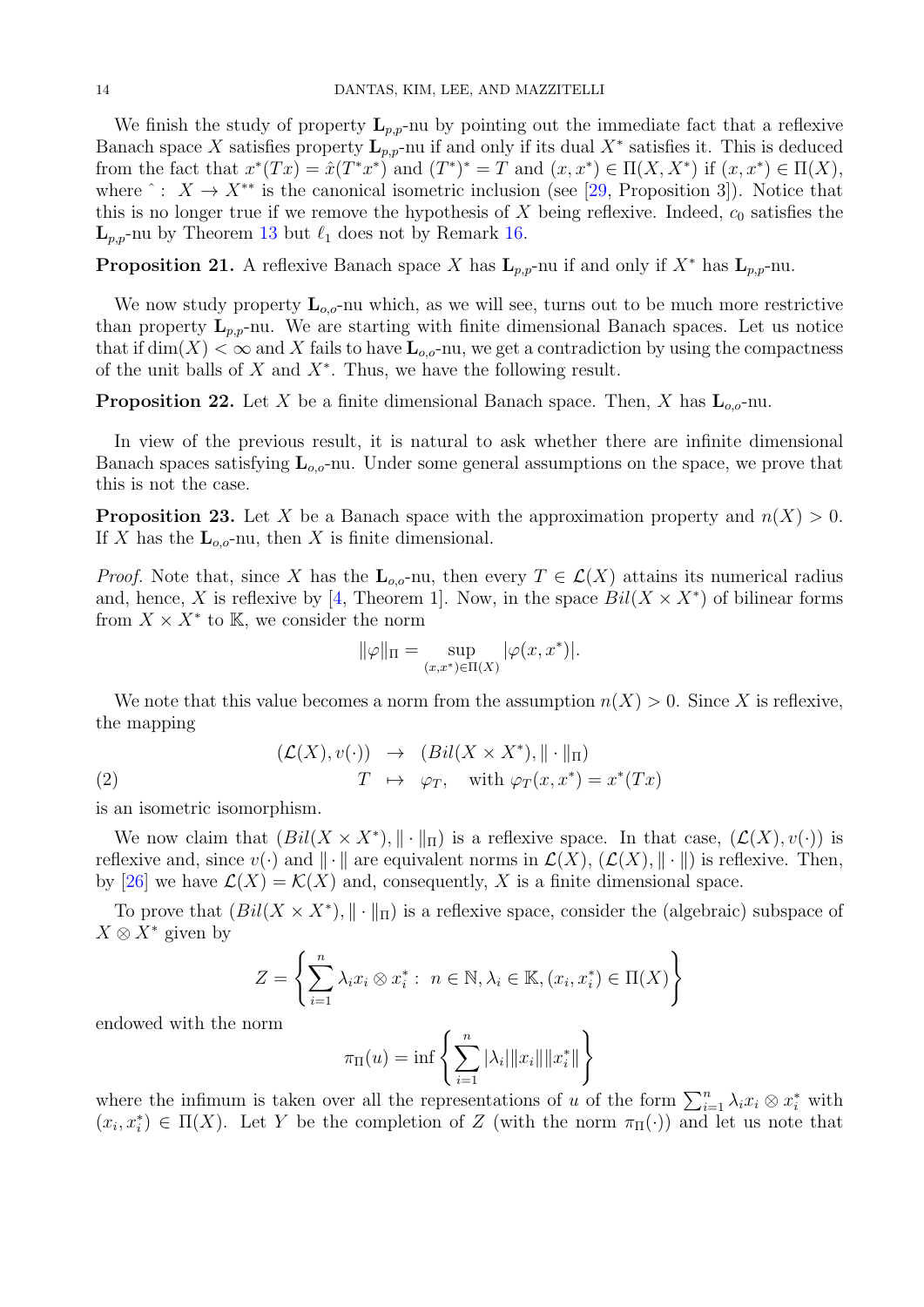We finish the study of property $\mathbf{L}_{p,p}$-nu by pointing out the immediate fact that a reflexive Banach space $X$ satisfies property $\mathbf{L}_{p,p}$-nu if and only if its dual $X^*$ satisfies it. This is deduced from the fact that $x^*(Tx) = \hat{x}(T^*x^*)$ and $(T^*)^* = T$ and $(x, x^*) \in \Pi(X, X^*)$ if $(x, x^*) \in \Pi(X)$, where $\hat{}: X \to X^{**}$ is the canonical isometric inclusion (see [29, Proposition 3]). Notice that this is no longer true if we remove the hypothesis of $X$ being reflexive. Indeed, $c_0$ satisfies the $\mathbf{L}_{p,p}$-nu by Theorem 13 but $\ell_1$ does not by Remark 16.

**Proposition 21.** A reflexive Banach space $X$ has $\mathbf{L}_{p,p}$-nu if and only if $X^*$ has $\mathbf{L}_{p,p}$-nu.

We now study property $\mathbf{L}_{o,o}$-nu which, as we will see, turns out to be much more restrictive than property $\mathbf{L}_{p,p}$-nu. We are starting with finite dimensional Banach spaces. Let us notice that if $\dim(X) < \infty$ and $X$ fails to have $\mathbf{L}_{o,o}$-nu, we get a contradiction by using the compactness of the unit balls of $X$ and $X^*$. Thus, we have the following result.

**Proposition 22.** Let $X$ be a finite dimensional Banach space. Then, $X$ has $\mathbf{L}_{o,o}$-nu.

In view of the previous result, it is natural to ask whether there are infinite dimensional Banach spaces satisfying $\mathbf{L}_{o,o}$-nu. Under some general assumptions on the space, we prove that this is not the case.

**Proposition 23.** Let $X$ be a Banach space with the approximation property and $n(X) > 0$. If $X$ has the $\mathbf{L}_{o,o}$-nu, then $X$ is finite dimensional.

*Proof.* Note that, since $X$ has the $\mathbf{L}_{o,o}$-nu, then every $T \in \mathcal{L}(X)$ attains its numerical radius and, hence, $X$ is reflexive by [4, Theorem 1]. Now, in the space $Bil(X \times X^*)$ of bilinear forms from $X \times X^*$ to $\mathbb{K}$, we consider the norm

$$\|\varphi\|_\Pi = \sup_{(x,x^*) \in \Pi(X)} |\varphi(x, x^*)|.$$

We note that this value becomes a norm from the assumption $n(X) > 0$. Since $X$ is reflexive, the mapping

$$\begin{array}{rcl} (\mathcal{L}(X), v(\cdot)) & \to & (Bil(X \times X^*), \|\cdot\|_\Pi) \\ T & \mapsto & \varphi_T, \quad \text{with } \varphi_T(x, x^*) = x^*(Tx) \end{array} \tag{2}$$

is an isometric isomorphism.

We now claim that $(Bil(X \times X^*), \|\cdot\|_\Pi)$ is a reflexive space. In that case, $(\mathcal{L}(X), v(\cdot))$ is reflexive and, since $v(\cdot)$ and $\|\cdot\|$ are equivalent norms in $\mathcal{L}(X)$, $(\mathcal{L}(X), \|\cdot\|)$ is reflexive. Then, by [26] we have $\mathcal{L}(X) = \mathcal{K}(X)$ and, consequently, $X$ is a finite dimensional space.

To prove that $(Bil(X \times X^*), \|\cdot\|_\Pi)$ is a reflexive space, consider the (algebraic) subspace of $X \otimes X^*$ given by

$$Z = \left\{ \sum_{i=1}^n \lambda_i x_i \otimes x_i^* : \; n \in \mathbb{N}, \lambda_i \in \mathbb{K}, (x_i, x_i^*) \in \Pi(X) \right\}$$

endowed with the norm

$$\pi_\Pi(u) = \inf \left\{ \sum_{i=1}^n |\lambda_i| \|x_i\| \|x_i^*\| \right\}$$

where the infimum is taken over all the representations of $u$ of the form $\sum_{i=1}^n \lambda_i x_i \otimes x_i^*$ with $(x_i, x_i^*) \in \Pi(X)$. Let $Y$ be the completion of $Z$ (with the norm $\pi_\Pi(\cdot)$) and let us note that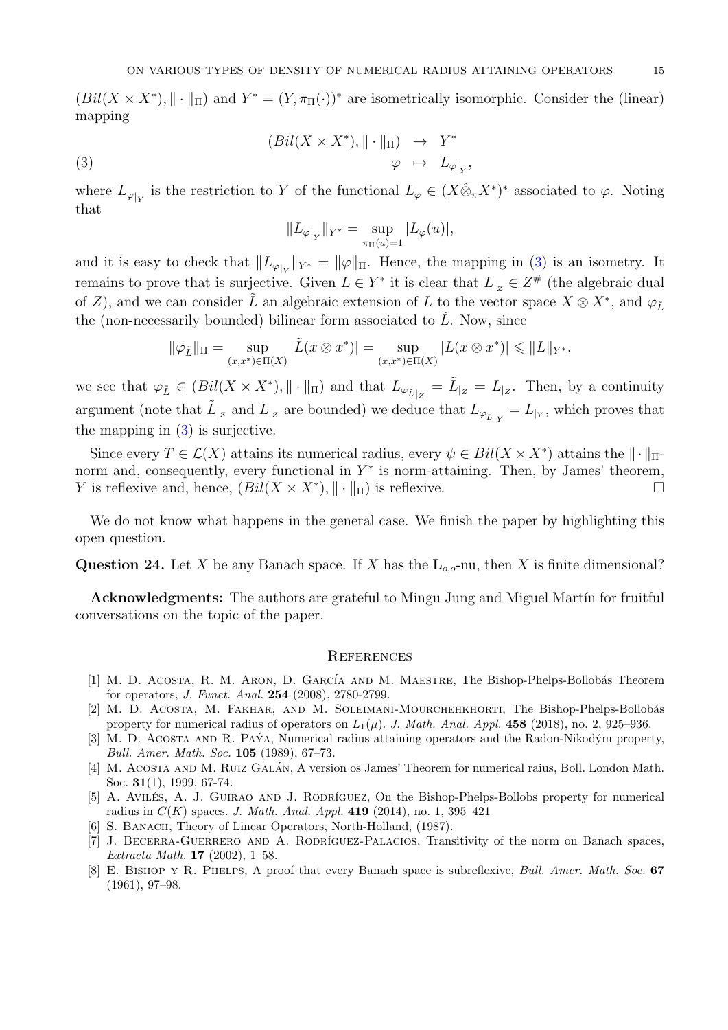$(Bil(X \times X^*), \|\cdot\|_\Pi)$ and $Y^* = (Y, \pi_\Pi(\cdot))^*$ are isometrically isomorphic. Consider the (linear) mapping

$$
\begin{array}{rcl}
(Bil(X \times X^*), \|\cdot\|_\Pi) & \to & Y^* \\
\varphi & \mapsto & L_{\varphi_{|_Y}},
\end{array} \tag{3}
$$

where $L_{\varphi_{|_Y}}$ is the restriction to $Y$ of the functional $L_\varphi \in (X \hat{\otimes}_\pi X^*)^*$ associated to $\varphi$. Noting that

$$
\|L_{\varphi_{|_Y}}\|_{Y^*} = \sup_{\pi_\Pi(u)=1} |L_\varphi(u)|,
$$

and it is easy to check that $\|L_{\varphi_{|_Y}}\|_{Y^*} = \|\varphi\|_\Pi$. Hence, the mapping in (3) is an isometry. It remains to prove that is surjective. Given $L \in Y^*$ it is clear that $L_{|_Z} \in Z^\#$ (the algebraic dual of $Z$), and we can consider $\tilde{L}$ an algebraic extension of $L$ to the vector space $X \otimes X^*$, and $\varphi_{\tilde{L}}$ the (non-necessarily bounded) bilinear form associated to $\tilde{L}$. Now, since

$$
\|\varphi_{\tilde{L}}\|_\Pi = \sup_{(x,x^*)\in \Pi(X)} |\tilde{L}(x \otimes x^*)| = \sup_{(x,x^*)\in \Pi(X)} |L(x \otimes x^*)| \leqslant \|L\|_{Y^*},
$$

we see that $\varphi_{\tilde{L}} \in (Bil(X \times X^*), \|\cdot\|_\Pi)$ and that $L_{\varphi_{\tilde{L}}}{}_{|_Z} = \tilde{L}_{|_Z} = L_{|_Z}$. Then, by a continuity argument (note that $\tilde{L}_{|_Z}$ and $L_{|_Z}$ are bounded) we deduce that $L_{\varphi_{\tilde{L}}}{}_{|_Y} = L_{|_Y}$, which proves that the mapping in (3) is surjective.

Since every $T \in \mathcal{L}(X)$ attains its numerical radius, every $\psi \in Bil(X \times X^*)$ attains the $\|\cdot\|_\Pi$-norm and, consequently, every functional in $Y^*$ is norm-attaining. Then, by James' theorem, $Y$ is reflexive and, hence, $(Bil(X \times X^*), \|\cdot\|_\Pi)$ is reflexive. $\square$

We do not know what happens in the general case. We finish the paper by highlighting this open question.

**Question 24.** Let $X$ be any Banach space. If $X$ has the $\mathbf{L}_{o,o}$-nu, then $X$ is finite dimensional?

**Acknowledgments:** The authors are grateful to Mingu Jung and Miguel Martín for fruitful conversations on the topic of the paper.

## References

[1] M. D. Acosta, R. M. Aron, D. García and M. Maestre, The Bishop-Phelps-Bollobás Theorem for operators, *J. Funct. Anal.* **254** (2008), 2780-2799.

[2] M. D. Acosta, M. Fakhar, and M. Soleimani-Mourchehkhorti, The Bishop-Phelps-Bollobás property for numerical radius of operators on $L_1(\mu)$. *J. Math. Anal. Appl.* **458** (2018), no. 2, 925–936.

[3] M. D. Acosta and R. Paýa, Numerical radius attaining operators and the Radon-Nikodým property, *Bull. Amer. Math. Soc.* **105** (1989), 67–73.

[4] M. Acosta and M. Ruiz Galán, A version os James' Theorem for numerical raius, Boll. London Math. Soc. **31**(1), 1999, 67-74.

[5] A. Avilés, A. J. Guirao and J. Rodríguez, On the Bishop-Phelps-Bollobs property for numerical radius in $C(K)$ spaces. *J. Math. Anal. Appl.* **419** (2014), no. 1, 395–421

[6] S. Banach, Theory of Linear Operators, North-Holland, (1987).

[7] J. Becerra-Guerrero and A. Rodríguez-Palacios, Transitivity of the norm on Banach spaces, *Extracta Math.* **17** (2002), 1–58.

[8] E. Bishop y R. Phelps, A proof that every Banach space is subreflexive, *Bull. Amer. Math. Soc.* **67** (1961), 97–98.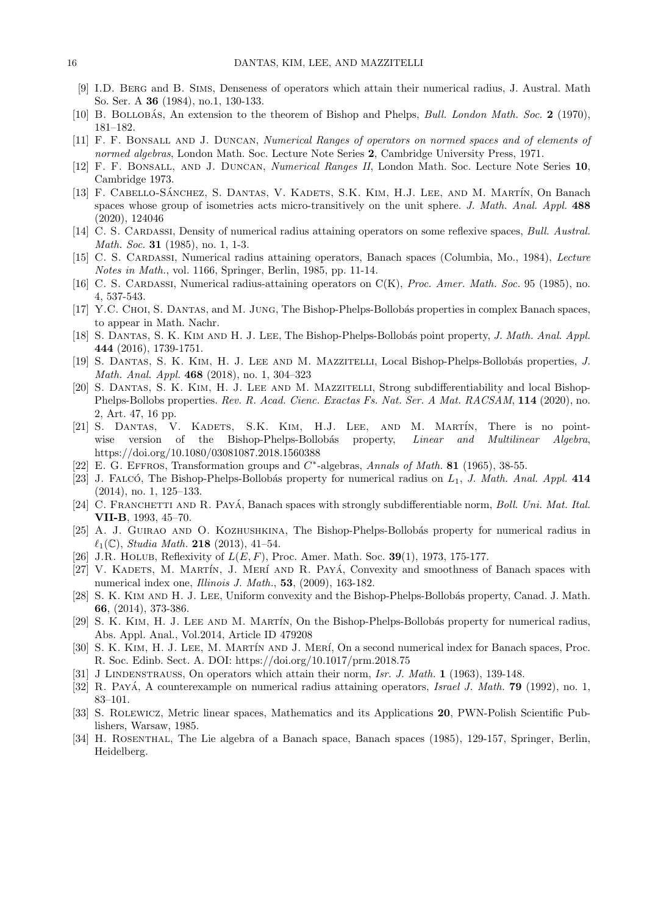[9] I.D. Berg and B. Sims, Denseness of operators which attain their numerical radius, J. Austral. Math So. Ser. A **36** (1984), no.1, 130-133.

[10] B. Bollobás, An extension to the theorem of Bishop and Phelps, *Bull. London Math. Soc.* **2** (1970), 181–182.

[11] F. F. Bonsall and J. Duncan, *Numerical Ranges of operators on normed spaces and of elements of normed algebras*, London Math. Soc. Lecture Note Series **2**, Cambridge University Press, 1971.

[12] F. F. Bonsall, and J. Duncan, *Numerical Ranges II*, London Math. Soc. Lecture Note Series **10**, Cambridge 1973.

[13] F. Cabello-Sánchez, S. Dantas, V. Kadets, S.K. Kim, H.J. Lee, and M. Martín, On Banach spaces whose group of isometries acts micro-transitively on the unit sphere. *J. Math. Anal. Appl.* **488** (2020), 124046

[14] C. S. Cardassi, Density of numerical radius attaining operators on some reflexive spaces, *Bull. Austral. Math. Soc.* **31** (1985), no. 1, 1-3.

[15] C. S. Cardassi, Numerical radius attaining operators, Banach spaces (Columbia, Mo., 1984), *Lecture Notes in Math.*, vol. 1166, Springer, Berlin, 1985, pp. 11-14.

[16] C. S. Cardassi, Numerical radius-attaining operators on C(K), *Proc. Amer. Math. Soc.* 95 (1985), no. 4, 537-543.

[17] Y.C. Choi, S. Dantas, and M. Jung, The Bishop-Phelps-Bollobás properties in complex Banach spaces, to appear in Math. Nachr.

[18] S. Dantas, S. K. Kim and H. J. Lee, The Bishop-Phelps-Bollobás point property, *J. Math. Anal. Appl.* **444** (2016), 1739-1751.

[19] S. Dantas, S. K. Kim, H. J. Lee and M. Mazzitelli, Local Bishop-Phelps-Bollobás properties, *J. Math. Anal. Appl.* **468** (2018), no. 1, 304–323

[20] S. Dantas, S. K. Kim, H. J. Lee and M. Mazzitelli, Strong subdifferentiability and local Bishop-Phelps-Bollobs properties. *Rev. R. Acad. Cienc. Exactas Fs. Nat. Ser. A Mat. RACSAM*, **114** (2020), no. 2, Art. 47, 16 pp.

[21] S. Dantas, V. Kadets, S.K. Kim, H.J. Lee, and M. Martín, There is no pointwise version of the Bishop-Phelps-Bollobás property, *Linear and Multilinear Algebra*, https://doi.org/10.1080/03081087.2018.1560388

[22] E. G. Effros, Transformation groups and $C^*$-algebras, *Annals of Math.* **81** (1965), 38-55.

[23] J. Falcó, The Bishop-Phelps-Bollobás property for numerical radius on $L_1$, *J. Math. Anal. Appl.* **414** (2014), no. 1, 125–133.

[24] C. Franchetti and R. Payá, Banach spaces with strongly subdifferentiable norm, *Boll. Uni. Mat. Ital.* **VII-B**, 1993, 45–70.

[25] A. J. Guirao and O. Kozhushkina, The Bishop-Phelps-Bollobás property for numerical radius in $\ell_1(\mathbb{C})$, *Studia Math.* **218** (2013), 41–54.

[26] J.R. Holub, Reflexivity of $L(E, F)$, Proc. Amer. Math. Soc. **39**(1), 1973, 175-177.

[27] V. Kadets, M. Martín, J. Merí and R. Payá, Convexity and smoothness of Banach spaces with numerical index one, *Illinois J. Math.*, **53**, (2009), 163-182.

[28] S. K. Kim and H. J. Lee, Uniform convexity and the Bishop-Phelps-Bollobás property, Canad. J. Math. **66**, (2014), 373-386.

[29] S. K. Kim, H. J. Lee and M. Martín, On the Bishop-Phelps-Bollobás property for numerical radius, Abs. Appl. Anal., Vol.2014, Article ID 479208

[30] S. K. Kim, H. J. Lee, M. Martín and J. Merí, On a second numerical index for Banach spaces, Proc. R. Soc. Edinb. Sect. A. DOI: https://doi.org/10.1017/prm.2018.75

[31] J Lindenstrauss, On operators which attain their norm, *Isr. J. Math.* **1** (1963), 139-148.

[32] R. Payá, A counterexample on numerical radius attaining operators, *Israel J. Math.* **79** (1992), no. 1, 83–101.

[33] S. Rolewicz, Metric linear spaces, Mathematics and its Applications **20**, PWN-Polish Scientific Publishers, Warsaw, 1985.

[34] H. Rosenthal, The Lie algebra of a Banach space, Banach spaces (1985), 129-157, Springer, Berlin, Heidelberg.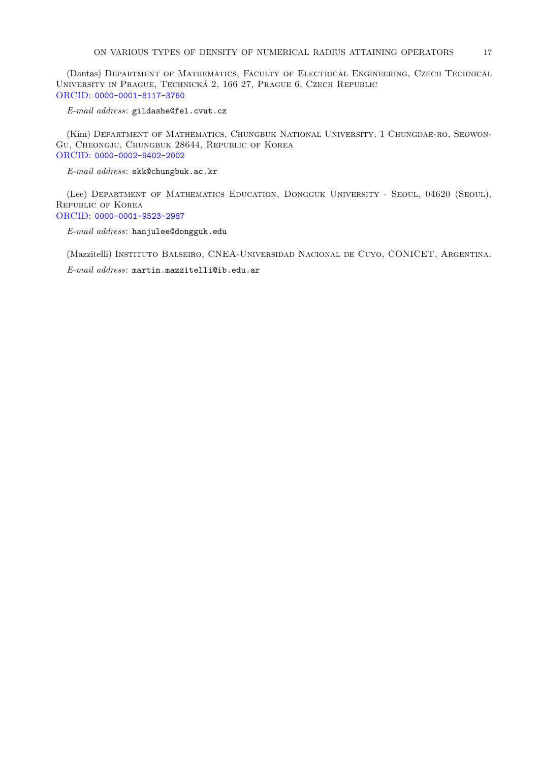(Dantas) Department of Mathematics, Faculty of Electrical Engineering, Czech Technical University in Prague, Technická 2, 166 27, Prague 6, Czech Republic
ORCID: 0000-0001-8117-3760

*E-mail address*: gildashe@fel.cvut.cz

(Kim) Department of Mathematics, Chungbuk National University, 1 Chungdae-ro, Seowon-Gu, Cheongju, Chungbuk 28644, Republic of Korea
ORCID: 0000-0002-9402-2002

*E-mail address*: skk@chungbuk.ac.kr

(Lee) Department of Mathematics Education, Dongguk University - Seoul, 04620 (Seoul), Republic of Korea
ORCID: 0000-0001-9523-2987

*E-mail address*: hanjulee@dongguk.edu

(Mazzitelli) Instituto Balseiro, CNEA-Universidad Nacional de Cuyo, CONICET, Argentina.

*E-mail address*: martin.mazzitelli@ib.edu.ar